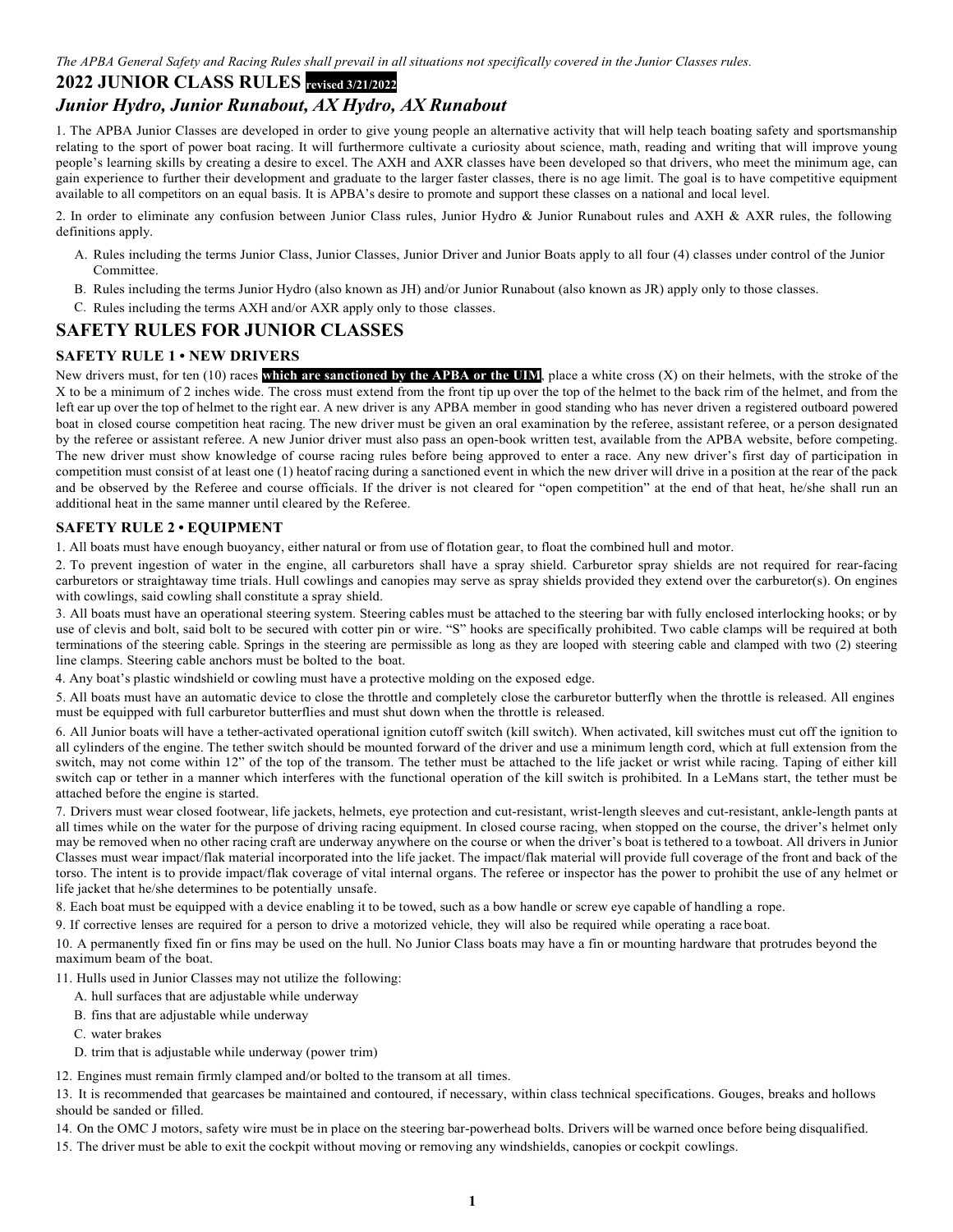*The APBA General Safety and Racing Rules shall prevail in all situations not specifically covered in the Junior Classes rules.*

# 2022 JUNIOR CLASS RULES **revised 3/21/2022**

## *Junior Hydro, Junior Runabout, AX Hydro, AX Runabout*

1. The APBA Junior Classes are developed in order to give young people an alternative activity that will help teach boating safety and sportsmanship relating to the sport of power boat racing. It will furthermore cultivate a curiosity about science, math, reading and writing that will improve young people's learning skills by creating a desire to excel. The AXH and AXR classes have been developed so that drivers, who meet the minimum age, can gain experience to further their development and graduate to the larger faster classes, there is no age limit. The goal is to have competitive equipment available to all competitors on an equal basis. It is APBA's desire to promote and support these classes on a national and local level.

2. In order to eliminate any confusion between Junior Class rules, Junior Hydro & Junior Runabout rules and AXH & AXR rules, the following definitions apply.

A. Rules including the terms Junior Class, Junior Classes, Junior Driver and Junior Boats apply to all four (4) classes under control of the Junior Committee.

B. Rules including the terms Junior Hydro (also known as JH) and/or Junior Runabout (also known as JR) apply only to those classes.

C. Rules including the terms AXH and/or AXR apply only to those classes.

## SAFETY RULES FOR JUNIOR CLASSES

### SAFETY RULE 1 • NEW DRIVERS

New drivers must, for ten (10) races **which are sanctioned by the APBA or the UIM**, place a white cross (X) on their helmets, with the stroke of the X to be a minimum of 2 inches wide. The cross must extend from the front tip up over the top of the helmet to the back rim of the helmet, and from the left ear up over the top of helmet to the right ear. A new driver is any APBA member in good standing who has never driven a registered outboard powered boat in closed course competition heat racing. The new driver must be given an oral examination by the referee, assistant referee, or a person designated by the referee or assistant referee. A new Junior driver must also pass an open-book written test, available from the APBA website, before competing. The new driver must show knowledge of course racing rules before being approved to enter a race. Any new driver's first day of participation in competition must consist of at least one (1) heatof racing during a sanctioned event in which the new driver will drive in a position at the rear of the pack and be observed by the Referee and course officials. If the driver is not cleared for "open competition" at the end of that heat, he/she shall run an additional heat in the same manner until cleared by the Referee.

### SAFETY RULE 2 • EQUIPMENT

1. All boats must have enough buoyancy, either natural or from use of flotation gear, to float the combined hull and motor.

2. To prevent ingestion of water in the engine, all carburetors shall have a spray shield. Carburetor spray shields are not required for rear-facing carburetors or straightaway time trials. Hull cowlings and canopies may serve as spray shields provided they extend over the carburetor(s). On engines with cowlings, said cowling shall constitute a spray shield.

3. All boats must have an operational steering system. Steering cables must be attached to the steering bar with fully enclosed interlocking hooks; or by use of clevis and bolt, said bolt to be secured with cotter pin or wire. "S" hooks are specifically prohibited. Two cable clamps will be required at both terminations of the steering cable. Springs in the steering are permissible as long as they are looped with steering cable and clamped with two (2) steering line clamps. Steering cable anchors must be bolted to the boat.

4. Any boat's plastic windshield or cowling must have a protective molding on the exposed edge.

5. All boats must have an automatic device to close the throttle and completely close the carburetor butterfly when the throttle is released. All engines must be equipped with full carburetor butterflies and must shut down when the throttle is released.

6. All Junior boats will have a tether-activated operational ignition cutoff switch (kill switch). When activated, kill switches must cut off the ignition to all cylinders of the engine. The tether switch should be mounted forward of the driver and use a minimum length cord, which at full extension from the switch, may not come within 12" of the top of the transom. The tether must be attached to the life jacket or wrist while racing. Taping of either kill switch cap or tether in a manner which interferes with the functional operation of the kill switch is prohibited. In a LeMans start, the tether must be attached before the engine is started.

7. Drivers must wear closed footwear, life jackets, helmets, eye protection and cut-resistant, wrist-length sleeves and cut-resistant, ankle-length pants at all times while on the water for the purpose of driving racing equipment. In closed course racing, when stopped on the course, the driver's helmet only may be removed when no other racing craft are underway anywhere on the course or when the driver's boat is tethered to a towboat. All drivers in Junior Classes must wear impact/flak material incorporated into the life jacket. The impact/flak material will provide full coverage of the front and back of the torso. The intent is to provide impact/flak coverage of vital internal organs. The referee or inspector has the power to prohibit the use of any helmet or life jacket that he/she determines to be potentially unsafe.

8. Each boat must be equipped with a device enabling it to be towed, such as a bow handle or screw eye capable of handling a rope.

9. If corrective lenses are required for a person to drive a motorized vehicle, they will also be required while operating a race boat.

10. A permanently fixed fin or fins may be used on the hull. No Junior Class boats may have a fin or mounting hardware that protrudes beyond the maximum beam of the boat.

11. Hulls used in Junior Classes may not utilize the following:

A. hull surfaces that are adjustable while underway

B. fins that are adjustable while underway

C. water brakes

D. trim that is adjustable while underway (power trim)

12. Engines must remain firmly clamped and/or bolted to the transom at all times.

13. It is recommended that gearcases be maintained and contoured, if necessary, within class technical specifications. Gouges, breaks and hollows should be sanded or filled.

14. On the OMC J motors, safety wire must be in place on the steering bar-powerhead bolts. Drivers will be warned once before being disqualified.

15. The driver must be able to exit the cockpit without moving or removing any windshields, canopies or cockpit cowlings.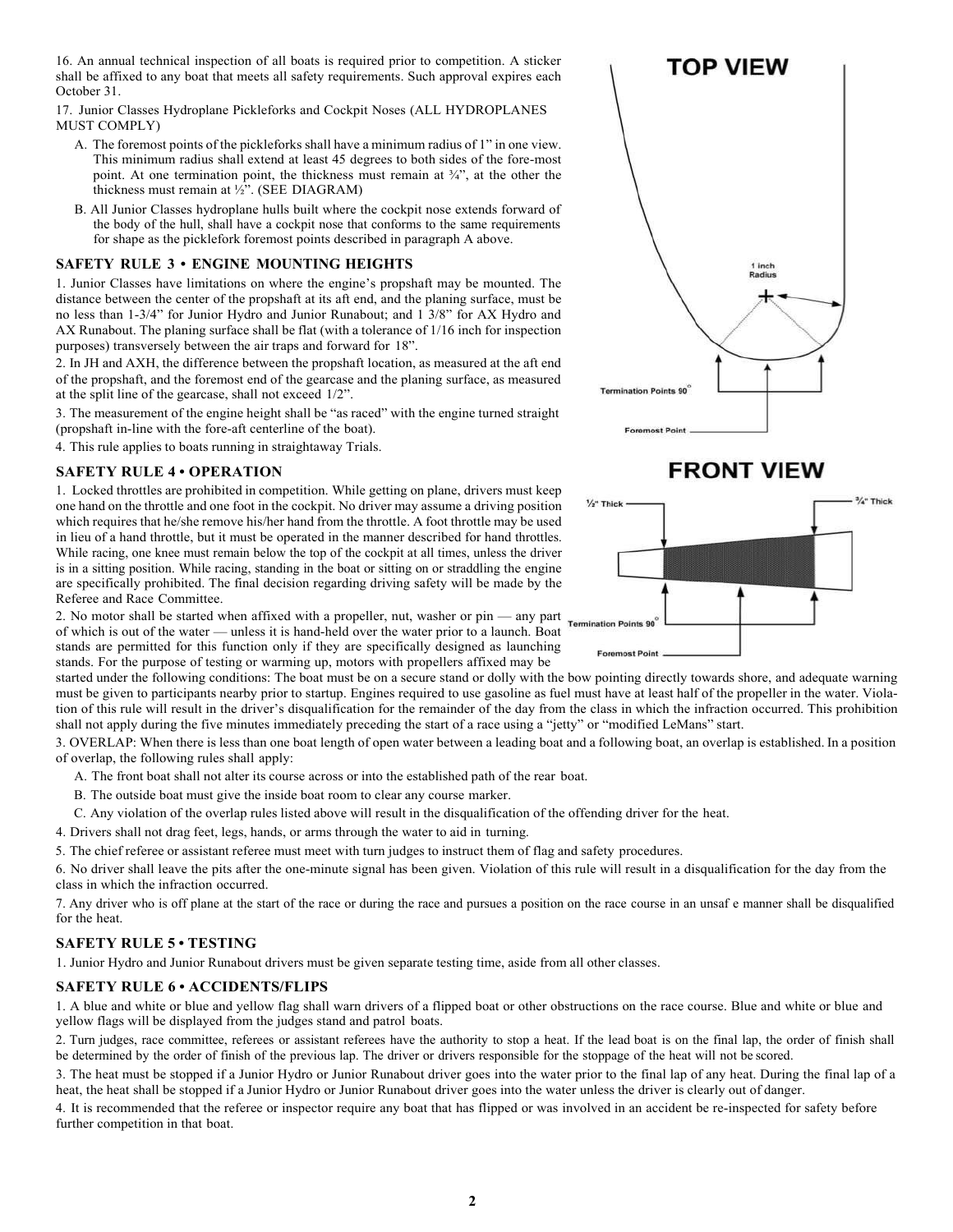16. An annual technical inspection of all boats is required prior to competition. A sticker shall be affixed to any boat that meets all safety requirements. Such approval expires each October 31.

17. Junior Classes Hydroplane Picklefork​s and Cockpit Noses (ALL HYDROPLANES MUST COMPLY)

A. The foremost points of the pickleforks shall have a minimum radius of 1" in one view. This minimum radius shall extend at least 45 degrees to both sides of the fore-most point. At one termination point, the thickness must remain at ¾", at the other the thickness must remain at ½". (SEE DIAGRAM)

B. All Junior Classes hydroplane hulls built where the cockpit nose extends forward of the body of the hull, shall have a cockpit nose that conforms to the same requirements for shape as the picklefork foremost points described in paragraph A above.

TOP VIEW

1 inch Radius

Termination Points 90°

Foremost Point

FRONT VIEW

½" Thick

¾" Thick

Termination Points 90°

Foremost Point

### SAFETY RULE 3 • ENGINE MOUNTING HEIGHTS

1. Junior Classes have limitations on where the engine's propshaft may be mounted. The distance between the center of the propshaft at its aft end, and the planing surface, must be no less than 1-3/4" for Junior Hydro and Junior Runabout; and 1 3/8" for AX Hydro and AX Runabout. The planing surface shall be flat (with a tolerance of 1/16 inch for inspection purposes) transversely between the air traps and forward for 18".

2. In JH and AXH, the difference between the propshaft location, as measured at the aft end of the propshaft, and the foremost end of the gearcase and the planing surface, as measured at the split line of the gearcase, shall not exceed 1/2".

3. The measurement of the engine height shall be "as raced" with the engine turned straight (propshaft in-line with the fore-aft centerline of the boat).

4. This rule applies to boats running in straightaway Trials.

### SAFETY RULE 4 • OPERATION

1. Locked throttles are prohibited in competition. While getting on plane, drivers must keep one hand on the throttle and one foot in the cockpit. No driver may assume a driving position which requires that he/she remove his/her hand from the throttle. A foot throttle may be used in lieu of a hand throttle, but it must be operated in the manner described for hand throttles. While racing, one knee must remain below the top of the cockpit at all times, unless the driver is in a sitting position. While racing, standing in the boat or sitting on or straddling the engine are specifically prohibited. The final decision regarding driving safety will be made by the Referee and Race Committee.

2. No motor shall be started when affixed with a propeller, nut, washer or pin — any part of which is out of the water — unless it is hand-held over the water prior to a launch. Boat stands are permitted for this function only if they are specifically designed as launching stands. For the purpose of testing or warming up, motors with propellers affixed may be started under the following conditions: The boat must be on a secure stand or dolly with the bow pointing directly towards shore, and adequate warning must be given to participants nearby prior to startup. Engines required to use gasoline as fuel must have at least half of the propeller in the water. Violation of this rule will result in the driver's disqualification for the remainder of the day from the class in which the infraction occurred. This prohibition shall not apply during the five minutes immediately preceding the start of a race using a "jetty" or "modified LeMans" start.

3. OVERLAP: When there is less than one boat length of open water between a leading boat and a following boat, an overlap is established. In a position of overlap, the following rules shall apply:

A. The front boat shall not alter its course across or into the established path of the rear boat.

B. The outside boat must give the inside boat room to clear any course marker.

C. Any violation of the overlap rules listed above will result in the disqualification of the offending driver for the heat.

4. Drivers shall not drag feet, legs, hands, or arms through the water to aid in turning.

5. The chief referee or assistant referee must meet with turn judges to instruct them of flag and safety procedures.

6. No driver shall leave the pits after the one-minute signal has been given. Violation of this rule will result in a disqualification for the day from the class in which the infraction occurred.

7. Any driver who is off plane at the start of the race or during the race and pursues a position on the race course in an unsaf e manner shall be disqualified for the heat.

### SAFETY RULE 5 • TESTING

1. Junior Hydro and Junior Runabout drivers must be given separate testing time, aside from all other classes.

### SAFETY RULE 6 • ACCIDENTS/FLIPS

1. A blue and white or blue and yellow flag shall warn drivers of a flipped boat or other obstructions on the race course. Blue and white or blue and yellow flags will be displayed from the judges stand and patrol boats.

2. Turn judges, race committee, referees or assistant referees have the authority to stop a heat. If the lead boat is on the final lap, the order of finish shall be determined by the order of finish of the previous lap. The driver or drivers responsible for the stoppage of the heat will not be scored.

3. The heat must be stopped if a Junior Hydro or Junior Runabout driver goes into the water prior to the final lap of any heat. During the final lap of a heat, the heat shall be stopped if a Junior Hydro or Junior Runabout driver goes into the water unless the driver is clearly out of danger.

4. It is recommended that the referee or inspector require any boat that has flipped or was involved in an accident be re-inspected for safety before further competition in that boat.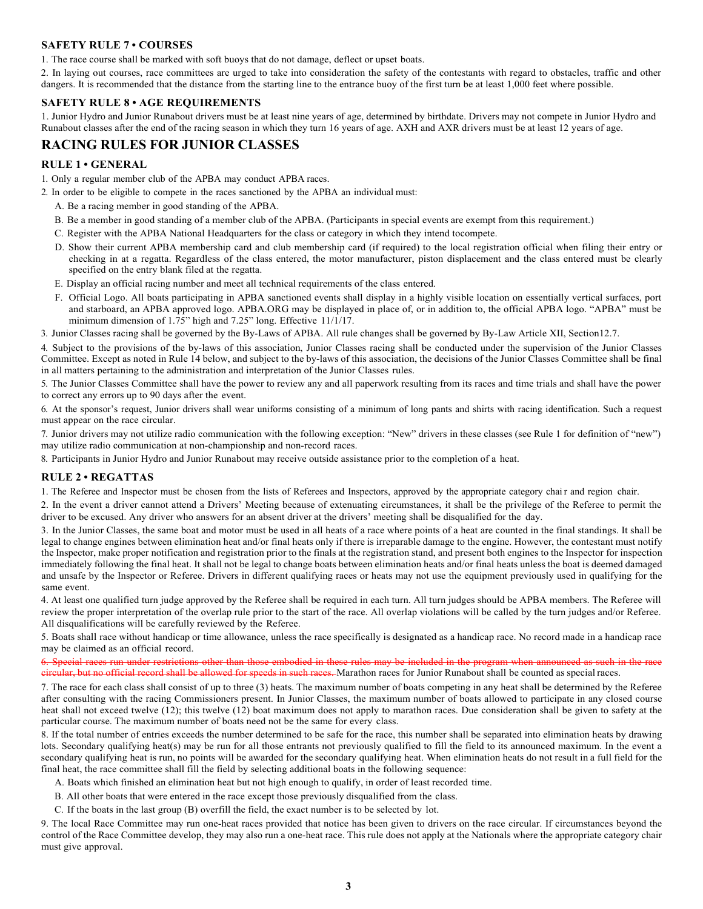### SAFETY RULE 7 • COURSES

1. The race course shall be marked with soft buoys that do not damage, deflect or upset boats.

2. In laying out courses, race committees are urged to take into consideration the safety of the contestants with regard to obstacles, traffic and other dangers. It is recommended that the distance from the starting line to the entrance buoy of the first turn be at least 1,000 feet where possible.

### SAFETY RULE 8 • AGE REQUIREMENTS

1. Junior Hydro and Junior Runabout drivers must be at least nine years of age, determined by birthdate. Drivers may not compete in Junior Hydro and Runabout classes after the end of the racing season in which they turn 16 years of age. AXH and AXR drivers must be at least 12 years of age.

## RACING RULES FOR JUNIOR CLASSES

### RULE 1 • GENERAL

1. Only a regular member club of the APBA may conduct APBA races.

2. In order to be eligible to compete in the races sanctioned by the APBA an individual must:

   A. Be a racing member in good standing of the APBA.

   B. Be a member in good standing of a member club of the APBA. (Participants in special events are exempt from this requirement.)

   C. Register with the APBA National Headquarters for the class or category in which they intend tocompete.

   D. Show their current APBA membership card and club membership card (if required) to the local registration official when filing their entry or checking in at a regatta. Regardless of the class entered, the motor manufacturer, piston displacement and the class entered must be clearly specified on the entry blank filed at the regatta.

   E. Display an official racing number and meet all technical requirements of the class entered.

   F. Official Logo. All boats participating in APBA sanctioned events shall display in a highly visible location on essentially vertical surfaces, port and starboard, an APBA approved logo. APBA.ORG may be displayed in place of, or in addition to, the official APBA logo. "APBA" must be minimum dimension of 1.75" high and 7.25" long. Effective 11/1/17.

3. Junior Classes racing shall be governed by the By-Laws of APBA. All rule changes shall be governed by By-Law Article XII, Section12.7.

4. Subject to the provisions of the by-laws of this association, Junior Classes racing shall be conducted under the supervision of the Junior Classes Committee. Except as noted in Rule 14 below, and subject to the by-laws of this association, the decisions of the Junior Classes Committee shall be final in all matters pertaining to the administration and interpretation of the Junior Classes rules.

5. The Junior Classes Committee shall have the power to review any and all paperwork resulting from its races and time trials and shall have the power to correct any errors up to 90 days after the event.

6. At the sponsor's request, Junior drivers shall wear uniforms consisting of a minimum of long pants and shirts with racing identification. Such a request must appear on the race circular.

7. Junior drivers may not utilize radio communication with the following exception: "New" drivers in these classes (see Rule 1 for definition of "new") may utilize radio communication at non-championship and non-record races.

8. Participants in Junior Hydro and Junior Runabout may receive outside assistance prior to the completion of a heat.

### RULE 2 • REGATTAS

1. The Referee and Inspector must be chosen from the lists of Referees and Inspectors, approved by the appropriate category chair and region chair.

2. In the event a driver cannot attend a Drivers' Meeting because of extenuating circumstances, it shall be the privilege of the Referee to permit the driver to be excused. Any driver who answers for an absent driver at the drivers' meeting shall be disqualified for the day.

3. In the Junior Classes, the same boat and motor must be used in all heats of a race where points of a heat are counted in the final standings. It shall be legal to change engines between elimination heat and/or final heats only if there is irreparable damage to the engine. However, the contestant must notify the Inspector, make proper notification and registration prior to the finals at the registration stand, and present both engines to the Inspector for inspection immediately following the final heat. It shall not be legal to change boats between elimination heats and/or final heats unless the boat is deemed damaged and unsafe by the Inspector or Referee. Drivers in different qualifying races or heats may not use the equipment previously used in qualifying for the same event.

4. At least one qualified turn judge approved by the Referee shall be required in each turn. All turn judges should be APBA members. The Referee will review the proper interpretation of the overlap rule prior to the start of the race. All overlap violations will be called by the turn judges and/or Referee. All disqualifications will be carefully reviewed by the Referee.

5. Boats shall race without handicap or time allowance, unless the race specifically is designated as a handicap race. No record made in a handicap race may be claimed as an official record.

6. ~~Special races run under restrictions other than those embodied in these rules may be included in the program when announced as such in the race circular, but no official record shall be allowed for speeds in such races.~~ Marathon races for Junior Runabout shall be counted as special races.

7. The race for each class shall consist of up to three (3) heats. The maximum number of boats competing in any heat shall be determined by the Referee after consulting with the racing Commissioners present. In Junior Classes, the maximum number of boats allowed to participate in any closed course heat shall not exceed twelve (12); this twelve (12) boat maximum does not apply to marathon races. Due consideration shall be given to safety at the particular course. The maximum number of boats need not be the same for every class.

8. If the total number of entries exceeds the number determined to be safe for the race, this number shall be separated into elimination heats by drawing lots. Secondary qualifying heat(s) may be run for all those entrants not previously qualified to fill the field to its announced maximum. In the event a secondary qualifying heat is run, no points will be awarded for the secondary qualifying heat. When elimination heats do not result in a full field for the final heat, the race committee shall fill the field by selecting additional boats in the following sequence:

   A. Boats which finished an elimination heat but not high enough to qualify, in order of least recorded time.

   B. All other boats that were entered in the race except those previously disqualified from the class.

   C. If the boats in the last group (B) overfill the field, the exact number is to be selected by lot.

9. The local Race Committee may run one-heat races provided that notice has been given to drivers on the race circular. If circumstances beyond the control of the Race Committee develop, they may also run a one-heat race. This rule does not apply at the Nationals where the appropriate category chair must give approval.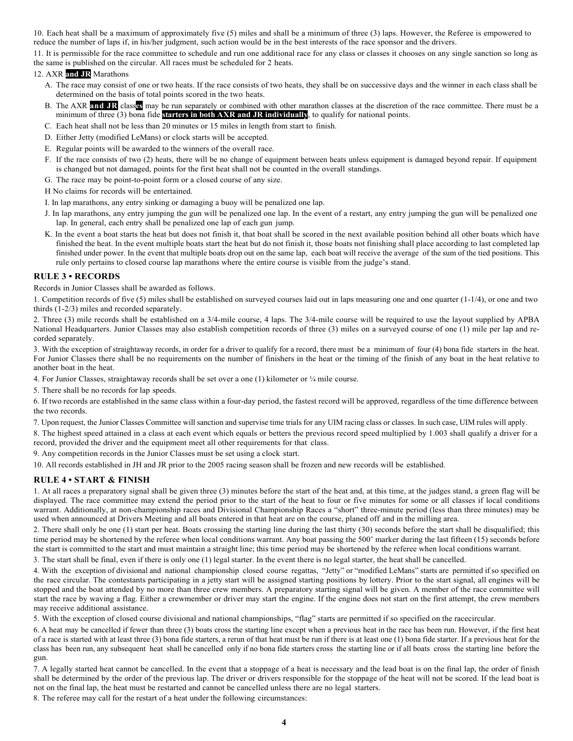10. Each heat shall be a maximum of approximately five (5) miles and shall be a minimum of three (3) laps. However, the Referee is empowered to reduce the number of laps if, in his/her judgment, such action would be in the best interests of the race sponsor and the drivers.

11. It is permissible for the race committee to schedule and run one additional race for any class or classes it chooses on any single sanction so long as the same is published on the circular. All races must be scheduled for 2 heats.

12. AXR **and JR** Marathons

A. The race may consist of one or two heats. If the race consists of two heats, they shall be on successive days and the winner in each class shall be determined on the basis of total points scored in the two heats.

B. The AXR **and JR** class**es** may be run separately or combined with other marathon classes at the discretion of the race committee. There must be a minimum of three (3) bona fide **starters in both AXR and JR individually**, to qualify for national points.

C. Each heat shall not be less than 20 minutes or 15 miles in length from start to finish.

D. Either Jetty (modified LeMans) or clock starts will be accepted.

E. Regular points will be awarded to the winners of the overall race.

F. If the race consists of two (2) heats, there will be no change of equipment between heats unless equipment is damaged beyond repair. If equipment is changed but not damaged, points for the first heat shall not be counted in the overall standings.

G. The race may be point-to-point form or a closed course of any size.

H No claims for records will be entertained.

I. In lap marathons, any entry sinking or damaging a buoy will be penalized one lap.

J. In lap marathons, any entry jumping the gun will be penalized one lap. In the event of a restart, any entry jumping the gun will be penalized one lap. In general, each entry shall be penalized one lap of each gun jump.

K. In the event a boat starts the heat but does not finish it, that boat shall be scored in the next available position behind all other boats which have finished the heat. In the event multiple boats start the heat but do not finish it, those boats not finishing shall place according to last completed lap finished under power. In the event that multiple boats drop out on the same lap, each boat will receive the average of the sum of the tied positions. This rule only pertains to closed course lap marathons where the entire course is visible from the judge's stand.

## RULE 3 • RECORDS

Records in Junior Classes shall be awarded as follows.

1. Competition records of five (5) miles shall be established on surveyed courses laid out in laps measuring one and one quarter (1-1/4), or one and two thirds (1-2/3) miles and recorded separately.

2. Three (3) mile records shall be established on a 3/4-mile course, 4 laps. The 3/4-mile course will be required to use the layout supplied by APBA National Headquarters. Junior Classes may also establish competition records of three (3) miles on a surveyed course of one (1) mile per lap and recorded separately.

3. With the exception of straightaway records, in order for a driver to qualify for a record, there must be a minimum of four (4) bona fide starters in the heat. For Junior Classes there shall be no requirements on the number of finishers in the heat or the timing of the finish of any boat in the heat relative to another boat in the heat.

4. For Junior Classes, straightaway records shall be set over a one (1) kilometer or ¼ mile course.

5. There shall be no records for lap speeds.

6. If two records are established in the same class within a four-day period, the fastest record will be approved, regardless of the time difference between the two records.

7. Upon request, the Junior Classes Committee will sanction and supervise time trials for any UIM racing class or classes. In such case, UIM rules will apply.

8. The highest speed attained in a class at each event which equals or betters the previous record speed multiplied by 1.003 shall qualify a driver for a record, provided the driver and the equipment meet all other requirements for that class.

9. Any competition records in the Junior Classes must be set using a clock start.

10. All records established in JH and JR prior to the 2005 racing season shall be frozen and new records will be established.

## RULE 4 • START & FINISH

1. At all races a preparatory signal shall be given three (3) minutes before the start of the heat and, at this time, at the judges stand, a green flag will be displayed. The race committee may extend the period prior to the start of the heat to four or five minutes for some or all classes if local conditions warrant. Additionally, at non-championship races and Divisional Championship Races a "short" three-minute period (less than three minutes) may be used when announced at Drivers Meeting and all boats entered in that heat are on the course, planed off and in the milling area.

2. There shall only be one (1) start per heat. Boats crossing the starting line during the last thirty (30) seconds before the start shall be disqualified; this time period may be shortened by the referee when local conditions warrant. Any boat passing the 500' marker during the last fifteen (15) seconds before the start is committed to the start and must maintain a straight line; this time period may be shortened by the referee when local conditions warrant.

3. The start shall be final, even if there is only one (1) legal starter. In the event there is no legal starter, the heat shall be cancelled.

4. With the exception of divisional and national championship closed course regattas, "Jetty" or "modified LeMans" starts are permitted if so specified on the race circular. The contestants participating in a jetty start will be assigned starting positions by lottery. Prior to the start signal, all engines will be stopped and the boat attended by no more than three crew members. A preparatory starting signal will be given. A member of the race committee will start the race by waving a flag. Either a crewmember or driver may start the engine. If the engine does not start on the first attempt, the crew members may receive additional assistance.

5. With the exception of closed course divisional and national championships, "flag" starts are permitted if so specified on the racecircular.

6. A heat may be cancelled if fewer than three (3) boats cross the starting line except when a previous heat in the race has been run. However, if the first heat of a race is started with at least three (3) bona fide starters, a rerun of that heat must be run if there is at least one (1) bona fide starter. If a previous heat for the class has been run, any subsequent heat shall be cancelled only if no bona fide starters cross the starting line or if all boats cross the starting line before the gun.

7. A legally started heat cannot be cancelled. In the event that a stoppage of a heat is necessary and the lead boat is on the final lap, the order of finish shall be determined by the order of the previous lap. The driver or drivers responsible for the stoppage of the heat will not be scored. If the lead boat is not on the final lap, the heat must be restarted and cannot be cancelled unless there are no legal starters.

8. The referee may call for the restart of a heat under the following circumstances: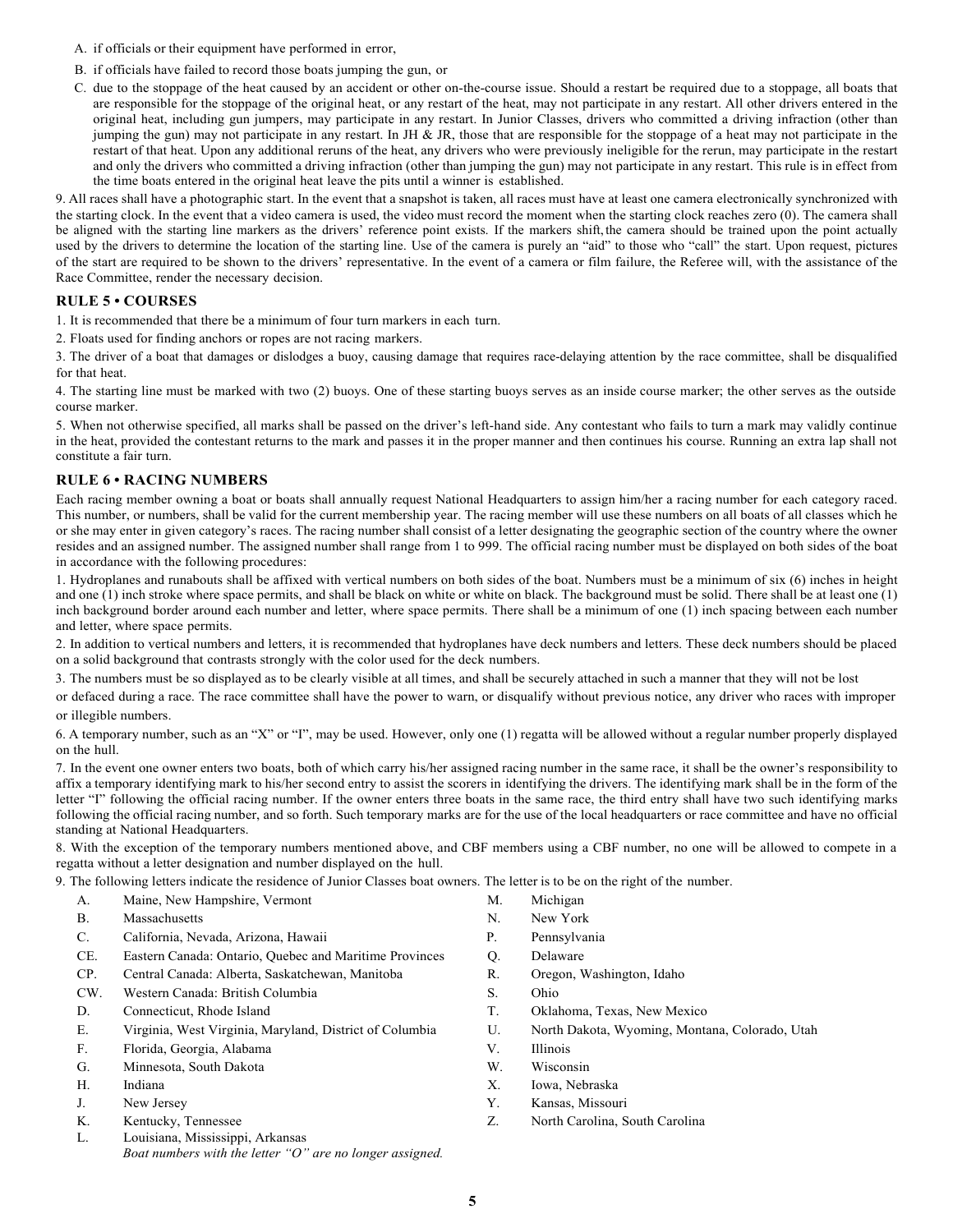A. if officials or their equipment have performed in error,

B. if officials have failed to record those boats jumping the gun, or

C. due to the stoppage of the heat caused by an accident or other on-the-course issue. Should a restart be required due to a stoppage, all boats that are responsible for the stoppage of the original heat, or any restart of the heat, may not participate in any restart. All other drivers entered in the original heat, including gun jumpers, may participate in any restart. In Junior Classes, drivers who committed a driving infraction (other than jumping the gun) may not participate in any restart. In JH & JR, those that are responsible for the stoppage of a heat may not participate in the restart of that heat. Upon any additional reruns of the heat, any drivers who were previously ineligible for the rerun, may participate in the restart and only the drivers who committed a driving infraction (other than jumping the gun) may not participate in any restart. This rule is in effect from the time boats entered in the original heat leave the pits until a winner is established.

9. All races shall have a photographic start. In the event that a snapshot is taken, all races must have at least one camera electronically synchronized with the starting clock. In the event that a video camera is used, the video must record the moment when the starting clock reaches zero (0). The camera shall be aligned with the starting line markers as the drivers' reference point exists. If the markers shift, the camera should be trained upon the point actually used by the drivers to determine the location of the starting line. Use of the camera is purely an "aid" to those who "call" the start. Upon request, pictures of the start are required to be shown to the drivers' representative. In the event of a camera or film failure, the Referee will, with the assistance of the Race Committee, render the necessary decision.

## RULE 5 • COURSES

1. It is recommended that there be a minimum of four turn markers in each turn.

2. Floats used for finding anchors or ropes are not racing markers.

3. The driver of a boat that damages or dislodges a buoy, causing damage that requires race-delaying attention by the race committee, shall be disqualified for that heat.

4. The starting line must be marked with two (2) buoys. One of these starting buoys serves as an inside course marker; the other serves as the outside course marker.

5. When not otherwise specified, all marks shall be passed on the driver's left-hand side. Any contestant who fails to turn a mark may validly continue in the heat, provided the contestant returns to the mark and passes it in the proper manner and then continues his course. Running an extra lap shall not constitute a fair turn.

## RULE 6 • RACING NUMBERS

Each racing member owning a boat or boats shall annually request National Headquarters to assign him/her a racing number for each category raced. This number, or numbers, shall be valid for the current membership year. The racing member will use these numbers on all boats of all classes which he or she may enter in given category's races. The racing number shall consist of a letter designating the geographic section of the country where the owner resides and an assigned number. The assigned number shall range from 1 to 999. The official racing number must be displayed on both sides of the boat in accordance with the following procedures:

1. Hydroplanes and runabouts shall be affixed with vertical numbers on both sides of the boat. Numbers must be a minimum of six (6) inches in height and one (1) inch stroke where space permits, and shall be black on white or white on black. The background must be solid. There shall be at least one (1) inch background border around each number and letter, where space permits. There shall be a minimum of one (1) inch spacing between each number and letter, where space permits.

2. In addition to vertical numbers and letters, it is recommended that hydroplanes have deck numbers and letters. These deck numbers should be placed on a solid background that contrasts strongly with the color used for the deck numbers.

3. The numbers must be so displayed as to be clearly visible at all times, and shall be securely attached in such a manner that they will not be lost or defaced during a race. The race committee shall have the power to warn, or disqualify without previous notice, any driver who races with improper or illegible numbers.

6. A temporary number, such as an "X" or "I", may be used. However, only one (1) regatta will be allowed without a regular number properly displayed on the hull.

7. In the event one owner enters two boats, both of which carry his/her assigned racing number in the same race, it shall be the owner's responsibility to affix a temporary identifying mark to his/her second entry to assist the scorers in identifying the drivers. The identifying mark shall be in the form of the letter "I" following the official racing number. If the owner enters three boats in the same race, the third entry shall have two such identifying marks following the official racing number, and so forth. Such temporary marks are for the use of the local headquarters or race committee and have no official standing at National Headquarters.

8. With the exception of the temporary numbers mentioned above, and CBF members using a CBF number, no one will be allowed to compete in a regatta without a letter designation and number displayed on the hull.

9. The following letters indicate the residence of Junior Classes boat owners. The letter is to be on the right of the number.

- A. Maine, New Hampshire, Vermont
- B. Massachusetts
- C. California, Nevada, Arizona, Hawaii
- CE. Eastern Canada: Ontario, Quebec and Maritime Provinces
- CP. Central Canada: Alberta, Saskatchewan, Manitoba
- CW. Western Canada: British Columbia
- D. Connecticut, Rhode Island
- E. Virginia, West Virginia, Maryland, District of Columbia
- F. Florida, Georgia, Alabama
- G. Minnesota, South Dakota
- H. Indiana
- J. New Jersey
- K. Kentucky, Tennessee
- L. Louisiana, Mississippi, Arkansas
- M. Michigan
- N. New York
- P. Pennsylvania
- Q. Delaware
- R. Oregon, Washington, Idaho
- S. Ohio
- T. Oklahoma, Texas, New Mexico
- U. North Dakota, Wyoming, Montana, Colorado, Utah
- V. Illinois
- W. Wisconsin
- X. Iowa, Nebraska
- Y. Kansas, Missouri
- Z. North Carolina, South Carolina

*Boat numbers with the letter "O" are no longer assigned.*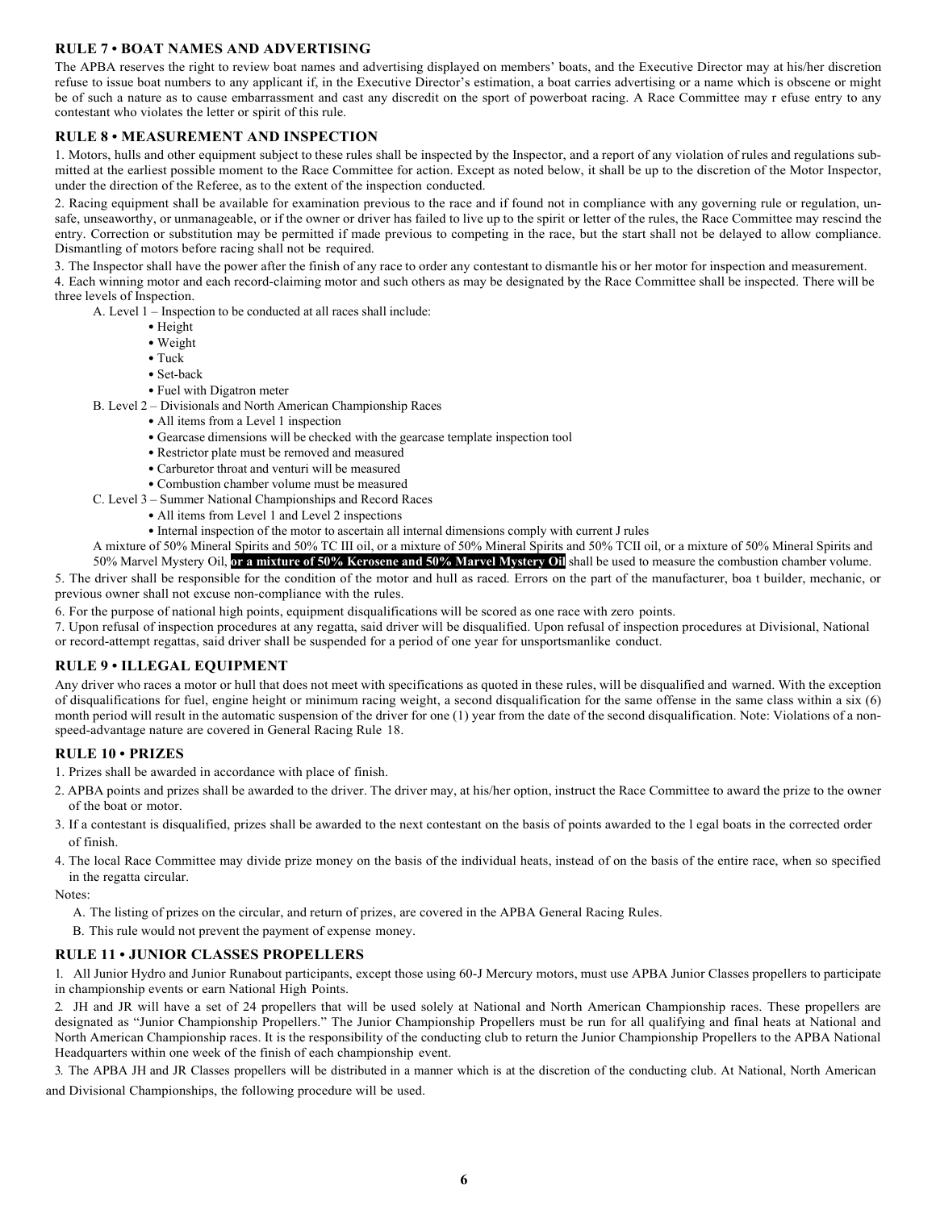### RULE 7 • BOAT NAMES AND ADVERTISING

The APBA reserves the right to review boat names and advertising displayed on members' boats, and the Executive Director may at his/her discretion refuse to issue boat numbers to any applicant if, in the Executive Director's estimation, a boat carries advertising or a name which is obscene or might be of such a nature as to cause embarrassment and cast any discredit on the sport of powerboat racing. A Race Committee may r efuse entry to any contestant who violates the letter or spirit of this rule.

### RULE 8 • MEASUREMENT AND INSPECTION

1. Motors, hulls and other equipment subject to these rules shall be inspected by the Inspector, and a report of any violation of rules and regulations submitted at the earliest possible moment to the Race Committee for action. Except as noted below, it shall be up to the discretion of the Motor Inspector, under the direction of the Referee, as to the extent of the inspection conducted.

2. Racing equipment shall be available for examination previous to the race and if found not in compliance with any governing rule or regulation, unsafe, unseaworthy, or unmanageable, or if the owner or driver has failed to live up to the spirit or letter of the rules, the Race Committee may rescind the entry. Correction or substitution may be permitted if made previous to competing in the race, but the start shall not be delayed to allow compliance. Dismantling of motors before racing shall not be required.

3. The Inspector shall have the power after the finish of any race to order any contestant to dismantle his or her motor for inspection and measurement.

4. Each winning motor and each record-claiming motor and such others as may be designated by the Race Committee shall be inspected. There will be three levels of Inspection.

A. Level 1 – Inspection to be conducted at all races shall include:
- Height
- Weight
- Tuck
- Set-back
- Fuel with Digatron meter

B. Level 2 – Divisionals and North American Championship Races
- All items from a Level 1 inspection
- Gearcase dimensions will be checked with the gearcase template inspection tool
- Restrictor plate must be removed and measured
- Carburetor throat and venturi will be measured
- Combustion chamber volume must be measured

C. Level 3 – Summer National Championships and Record Races
- All items from Level 1 and Level 2 inspections
- Internal inspection of the motor to ascertain all internal dimensions comply with current J rules

A mixture of 50% Mineral Spirits and 50% TC III oil, or a mixture of 50% Mineral Spirits and 50% TCII oil, or a mixture of 50% Mineral Spirits and 50% Marvel Mystery Oil, **or a mixture of 50% Kerosene and 50% Marvel Mystery Oil** shall be used to measure the combustion chamber volume.

5. The driver shall be responsible for the condition of the motor and hull as raced. Errors on the part of the manufacturer, boa t builder, mechanic, or previous owner shall not excuse non-compliance with the rules.

6. For the purpose of national high points, equipment disqualifications will be scored as one race with zero points.

7. Upon refusal of inspection procedures at any regatta, said driver will be disqualified. Upon refusal of inspection procedures at Divisional, National or record-attempt regattas, said driver shall be suspended for a period of one year for unsportsmanlike conduct.

### RULE 9 • ILLEGAL EQUIPMENT

Any driver who races a motor or hull that does not meet with specifications as quoted in these rules, will be disqualified and warned. With the exception of disqualifications for fuel, engine height or minimum racing weight, a second disqualification for the same offense in the same class within a six (6) month period will result in the automatic suspension of the driver for one (1) year from the date of the second disqualification. Note: Violations of a non-speed-advantage nature are covered in General Racing Rule 18.

### RULE 10 • PRIZES

1. Prizes shall be awarded in accordance with place of finish.
2. APBA points and prizes shall be awarded to the driver. The driver may, at his/her option, instruct the Race Committee to award the prize to the owner of the boat or motor.
3. If a contestant is disqualified, prizes shall be awarded to the next contestant on the basis of points awarded to the l egal boats in the corrected order of finish.
4. The local Race Committee may divide prize money on the basis of the individual heats, instead of on the basis of the entire race, when so specified in the regatta circular.

Notes:

A. The listing of prizes on the circular, and return of prizes, are covered in the APBA General Racing Rules.

B. This rule would not prevent the payment of expense money.

### RULE 11 • JUNIOR CLASSES PROPELLERS

1. All Junior Hydro and Junior Runabout participants, except those using 60-J Mercury motors, must use APBA Junior Classes propellers to participate in championship events or earn National High Points.

2. JH and JR will have a set of 24 propellers that will be used solely at National and North American Championship races. These propellers are designated as "Junior Championship Propellers." The Junior Championship Propellers must be run for all qualifying and final heats at National and North American Championship races. It is the responsibility of the conducting club to return the Junior Championship Propellers to the APBA National Headquarters within one week of the finish of each championship event.

3. The APBA JH and JR Classes propellers will be distributed in a manner which is at the discretion of the conducting club. At National, North American and Divisional Championships, the following procedure will be used.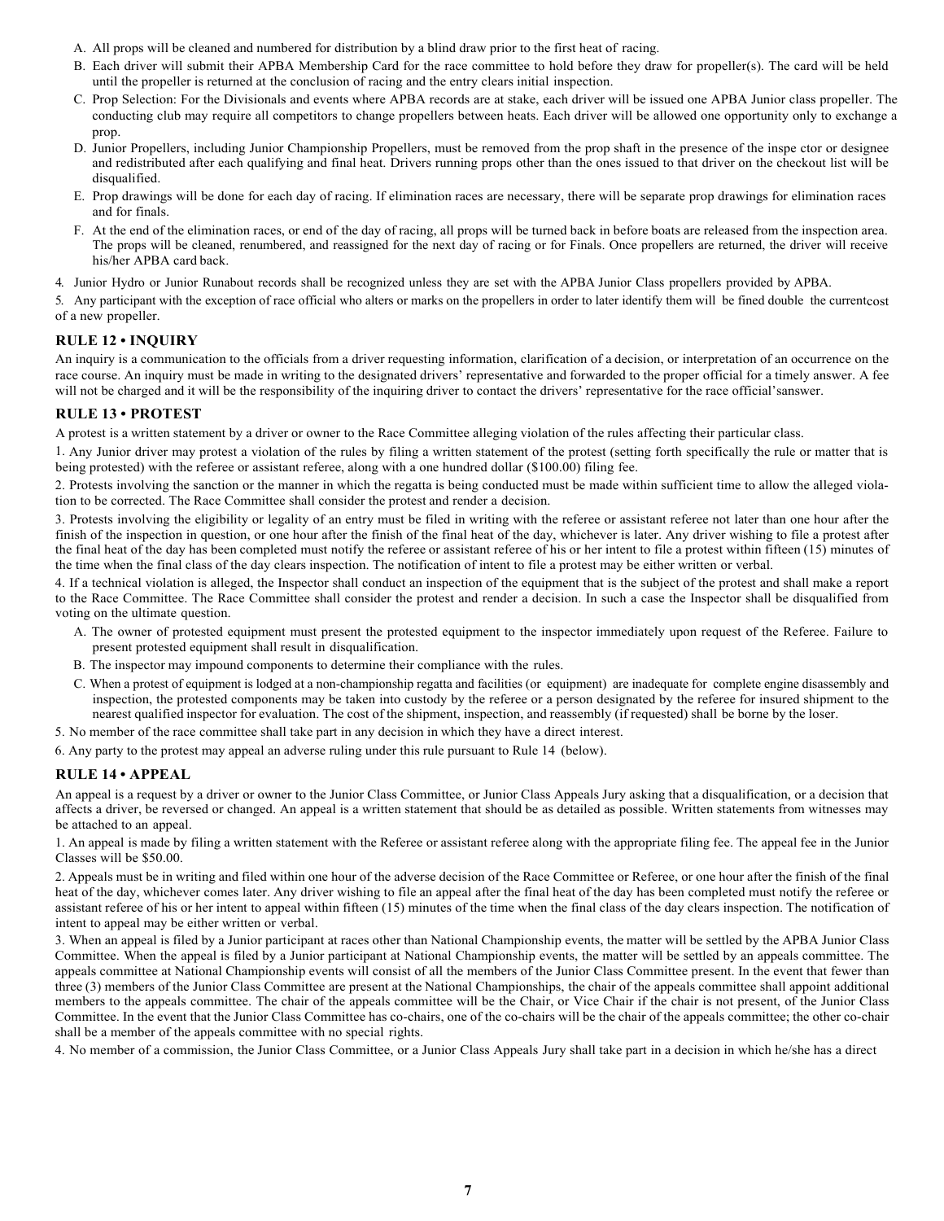A. All props will be cleaned and numbered for distribution by a blind draw prior to the first heat of racing.

B. Each driver will submit their APBA Membership Card for the race committee to hold before they draw for propeller(s). The card will be held until the propeller is returned at the conclusion of racing and the entry clears initial inspection.

C. Prop Selection: For the Divisionals and events where APBA records are at stake, each driver will be issued one APBA Junior class propeller. The conducting club may require all competitors to change propellers between heats. Each driver will be allowed one opportunity only to exchange a prop.

D. Junior Propellers, including Junior Championship Propellers, must be removed from the prop shaft in the presence of the inspe ctor or designee and redistributed after each qualifying and final heat. Drivers running props other than the ones issued to that driver on the checkout list will be disqualified.

E. Prop drawings will be done for each day of racing. If elimination races are necessary, there will be separate prop drawings for elimination races and for finals.

F. At the end of the elimination races, or end of the day of racing, all props will be turned back in before boats are released from the inspection area. The props will be cleaned, renumbered, and reassigned for the next day of racing or for Finals. Once propellers are returned, the driver will receive his/her APBA card back.

4. Junior Hydro or Junior Runabout records shall be recognized unless they are set with the APBA Junior Class propellers provided by APBA.

5. Any participant with the exception of race official who alters or marks on the propellers in order to later identify them will be fined double the current cost of a new propeller.

## RULE 12 • INQUIRY

An inquiry is a communication to the officials from a driver requesting information, clarification of a decision, or interpretation of an occurrence on the race course. An inquiry must be made in writing to the designated drivers' representative and forwarded to the proper official for a timely answer. A fee will not be charged and it will be the responsibility of the inquiring driver to contact the drivers' representative for the race official's answer.

## RULE 13 • PROTEST

A protest is a written statement by a driver or owner to the Race Committee alleging violation of the rules affecting their particular class.

1. Any Junior driver may protest a violation of the rules by filing a written statement of the protest (setting forth specifically the rule or matter that is being protested) with the referee or assistant referee, along with a one hundred dollar ($100.00) filing fee.

2. Protests involving the sanction or the manner in which the regatta is being conducted must be made within sufficient time to allow the alleged violation to be corrected. The Race Committee shall consider the protest and render a decision.

3. Protests involving the eligibility or legality of an entry must be filed in writing with the referee or assistant referee not later than one hour after the finish of the inspection in question, or one hour after the finish of the final heat of the day, whichever is later. Any driver wishing to file a protest after the final heat of the day has been completed must notify the referee or assistant referee of his or her intent to file a protest within fifteen (15) minutes of the time when the final class of the day clears inspection. The notification of intent to file a protest may be either written or verbal.

4. If a technical violation is alleged, the Inspector shall conduct an inspection of the equipment that is the subject of the protest and shall make a report to the Race Committee. The Race Committee shall consider the protest and render a decision. In such a case the Inspector shall be disqualified from voting on the ultimate question.

A. The owner of protested equipment must present the protested equipment to the inspector immediately upon request of the Referee. Failure to present protested equipment shall result in disqualification.

B. The inspector may impound components to determine their compliance with the rules.

C. When a protest of equipment is lodged at a non-championship regatta and facilities (or equipment) are inadequate for complete engine disassembly and inspection, the protested components may be taken into custody by the referee or a person designated by the referee for insured shipment to the nearest qualified inspector for evaluation. The cost of the shipment, inspection, and reassembly (if requested) shall be borne by the loser.

5. No member of the race committee shall take part in any decision in which they have a direct interest.

6. Any party to the protest may appeal an adverse ruling under this rule pursuant to Rule 14 (below).

## RULE 14 • APPEAL

An appeal is a request by a driver or owner to the Junior Class Committee, or Junior Class Appeals Jury asking that a disqualification, or a decision that affects a driver, be reversed or changed. An appeal is a written statement that should be as detailed as possible. Written statements from witnesses may be attached to an appeal.

1. An appeal is made by filing a written statement with the Referee or assistant referee along with the appropriate filing fee. The appeal fee in the Junior Classes will be $50.00.

2. Appeals must be in writing and filed within one hour of the adverse decision of the Race Committee or Referee, or one hour after the finish of the final heat of the day, whichever comes later. Any driver wishing to file an appeal after the final heat of the day has been completed must notify the referee or assistant referee of his or her intent to appeal within fifteen (15) minutes of the time when the final class of the day clears inspection. The notification of intent to appeal may be either written or verbal.

3. When an appeal is filed by a Junior participant at races other than National Championship events, the matter will be settled by the APBA Junior Class Committee. When the appeal is filed by a Junior participant at National Championship events, the matter will be settled by an appeals committee. The appeals committee at National Championship events will consist of all the members of the Junior Class Committee present. In the event that fewer than three (3) members of the Junior Class Committee are present at the National Championships, the chair of the appeals committee shall appoint additional members to the appeals committee. The chair of the appeals committee will be the Chair, or Vice Chair if the chair is not present, of the Junior Class Committee. In the event that the Junior Class Committee has co-chairs, one of the co-chairs will be the chair of the appeals committee; the other co-chair shall be a member of the appeals committee with no special rights.

4. No member of a commission, the Junior Class Committee, or a Junior Class Appeals Jury shall take part in a decision in which he/she has a direct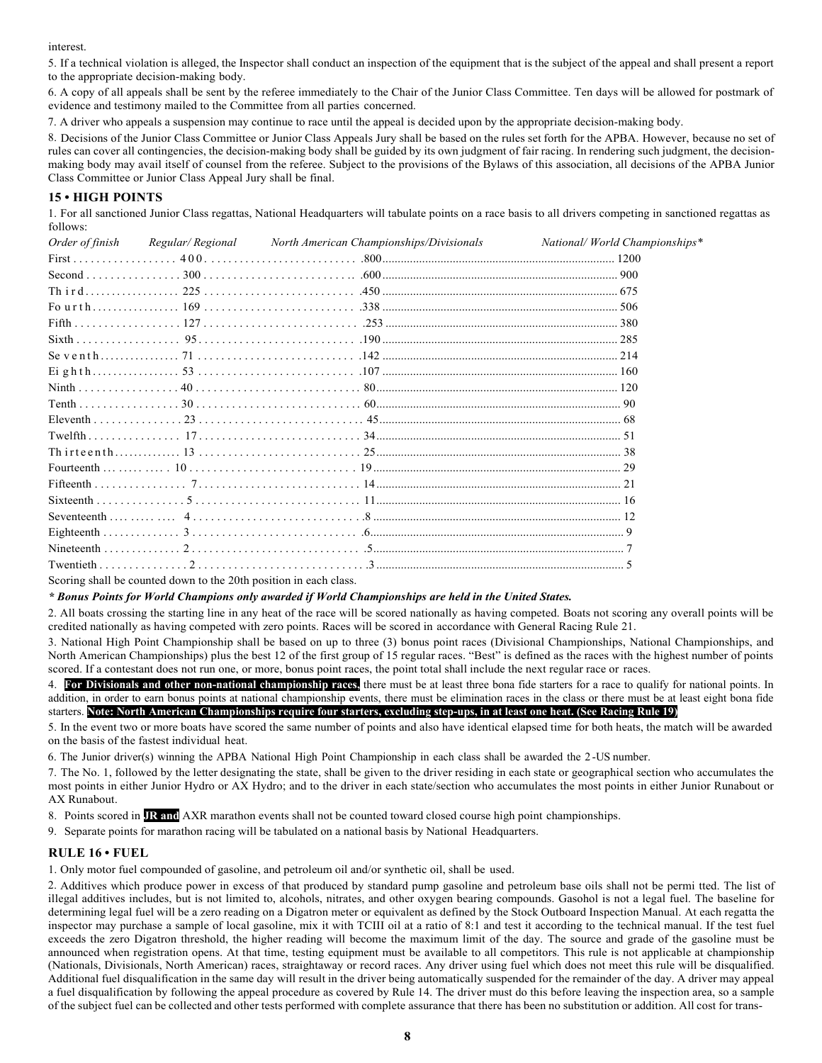interest.

5. If a technical violation is alleged, the Inspector shall conduct an inspection of the equipment that is the subject of the appeal and shall present a report to the appropriate decision-making body.

6. A copy of all appeals shall be sent by the referee immediately to the Chair of the Junior Class Committee. Ten days will be allowed for postmark of evidence and testimony mailed to the Committee from all parties concerned.

7. A driver who appeals a suspension may continue to race until the appeal is decided upon by the appropriate decision-making body.

8. Decisions of the Junior Class Committee or Junior Class Appeals Jury shall be based on the rules set forth for the APBA. However, because no set of rules can cover all contingencies, the decision-making body shall be guided by its own judgment of fair racing. In rendering such judgment, the decision-making body may avail itself of counsel from the referee. Subject to the provisions of the Bylaws of this association, all decisions of the APBA Junior Class Committee or Junior Class Appeal Jury shall be final.

## 15 • HIGH POINTS

1. For all sanctioned Junior Class regattas, National Headquarters will tabulate points on a race basis to all drivers competing in sanctioned regattas as follows:

| *Order of finish* | *Regular/ Regional* | *North American Championships/Divisionals* | *National/ World Championships\** |
|---|---|---|---|
| First | 400 | 800 | 1200 |
| Second | 300 | 600 | 900 |
| Third | 225 | 450 | 675 |
| Fourth | 169 | 338 | 506 |
| Fifth | 127 | 253 | 380 |
| Sixth | 95 | 190 | 285 |
| Seventh | 71 | 142 | 214 |
| Eighth | 53 | 107 | 160 |
| Ninth | 40 | 80 | 120 |
| Tenth | 30 | 60 | 90 |
| Eleventh | 23 | 45 | 68 |
| Twelfth | 17 | 34 | 51 |
| Thirteenth | 13 | 25 | 38 |
| Fourteenth | 10 | 19 | 29 |
| Fifteenth | 7 | 14 | 21 |
| Sixteenth | 5 | 11 | 16 |
| Seventeenth | 4 | 8 | 12 |
| Eighteenth | 3 | 6 | 9 |
| Nineteenth | 2 | 5 | 7 |
| Twentieth | 2 | 3 | 5 |

Scoring shall be counted down to the 20th position in each class.

***\* Bonus Points for World Champions only awarded if World Championships are held in the United States.***

2. All boats crossing the starting line in any heat of the race will be scored nationally as having competed. Boats not scoring any overall points will be credited nationally as having competed with zero points. Races will be scored in accordance with General Racing Rule 21.

3. National High Point Championship shall be based on up to three (3) bonus point races (Divisional Championships, National Championships, and North American Championships) plus the best 12 of the first group of 15 regular races. "Best" is defined as the races with the highest number of points scored. If a contestant does not run one, or more, bonus point races, the point total shall include the next regular race or races.

4. **For Divisionals and other non-national championship races,** there must be at least three bona fide starters for a race to qualify for national points. In addition, in order to earn bonus points at national championship events, there must be elimination races in the class or there must be at least eight bona fide starters. **Note: North American Championships require four starters, excluding step-ups, in at least one heat. (See Racing Rule 19)**

5. In the event two or more boats have scored the same number of points and also have identical elapsed time for both heats, the match will be awarded on the basis of the fastest individual heat.

6. The Junior driver(s) winning the APBA National High Point Championship in each class shall be awarded the 2-US number.

7. The No. 1, followed by the letter designating the state, shall be given to the driver residing in each state or geographical section who accumulates the most points in either Junior Hydro or AX Hydro; and to the driver in each state/section who accumulates the most points in either Junior Runabout or AX Runabout.

8. Points scored in **JR and** AXR marathon events shall not be counted toward closed course high point championships.

9. Separate points for marathon racing will be tabulated on a national basis by National Headquarters.

## RULE 16 • FUEL

1. Only motor fuel compounded of gasoline, and petroleum oil and/or synthetic oil, shall be used.

2. Additives which produce power in excess of that produced by standard pump gasoline and petroleum base oils shall not be permitted. The list of illegal additives includes, but is not limited to, alcohols, nitrates, and other oxygen bearing compounds. Gasohol is not a legal fuel. The baseline for determining legal fuel will be a zero reading on a Digatron meter or equivalent as defined by the Stock Outboard Inspection Manual. At each regatta the inspector may purchase a sample of local gasoline, mix it with TCIII oil at a ratio of 8:1 and test it according to the technical manual. If the test fuel exceeds the zero Digatron threshold, the higher reading will become the maximum limit of the day. The source and grade of the gasoline must be announced when registration opens. At that time, testing equipment must be available to all competitors. This rule is not applicable at championship (Nationals, Divisionals, North American) races, straightaway or record races. Any driver using fuel which does not meet this rule will be disqualified. Additional fuel disqualification in the same day will result in the driver being automatically suspended for the remainder of the day. A driver may appeal a fuel disqualification by following the appeal procedure as covered by Rule 14. The driver must do this before leaving the inspection area, so a sample of the subject fuel can be collected and other tests performed with complete assurance that there has been no substitution or addition. All cost for trans-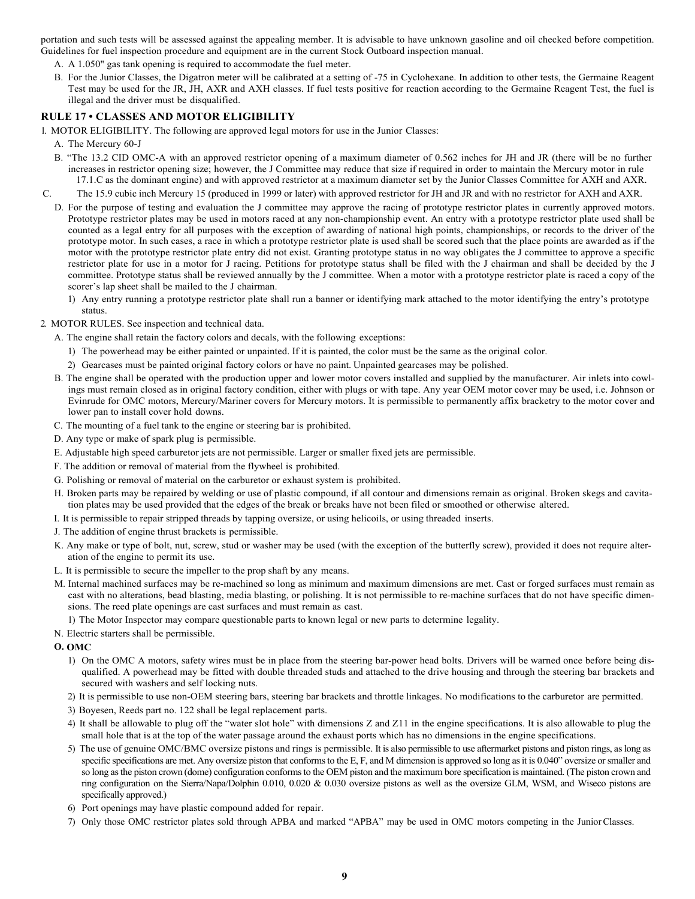portation and such tests will be assessed against the appealing member. It is advisable to have unknown gasoline and oil checked before competition. Guidelines for fuel inspection procedure and equipment are in the current Stock Outboard inspection manual.

A. A 1.050" gas tank opening is required to accommodate the fuel meter.

B. For the Junior Classes, the Digatron meter will be calibrated at a setting of -75 in Cyclohexane. In addition to other tests, the Germaine Reagent Test may be used for the JR, JH, AXR and AXH classes. If fuel tests positive for reaction according to the Germaine Reagent Test, the fuel is illegal and the driver must be disqualified.

## RULE 17 • CLASSES AND MOTOR ELIGIBILITY

1. MOTOR ELIGIBILITY. The following are approved legal motors for use in the Junior Classes:

A. The Mercury 60-J

B. "The 13.2 CID OMC-A with an approved restrictor opening of a maximum diameter of 0.562 inches for JH and JR (there will be no further increases in restrictor opening size; however, the J Committee may reduce that size if required in order to maintain the Mercury motor in rule 17.1.C as the dominant engine) and with approved restrictor at a maximum diameter set by the Junior Classes Committee for AXH and AXR.

C. The 15.9 cubic inch Mercury 15 (produced in 1999 or later) with approved restrictor for JH and JR and with no restrictor for AXH and AXR.

D. For the purpose of testing and evaluation the J committee may approve the racing of prototype restrictor plates in currently approved motors. Prototype restrictor plates may be used in motors raced at any non-championship event. An entry with a prototype restrictor plate used shall be counted as a legal entry for all purposes with the exception of awarding of national high points, championships, or records to the driver of the prototype motor. In such cases, a race in which a prototype restrictor plate is used shall be scored such that the place points are awarded as if the motor with the prototype restrictor plate entry did not exist. Granting prototype status in no way obligates the J committee to approve a specific restrictor plate for use in a motor for J racing. Petitions for prototype status shall be filed with the J chairman and shall be decided by the J committee. Prototype status shall be reviewed annually by the J committee. When a motor with a prototype restrictor plate is raced a copy of the scorer's lap sheet shall be mailed to the J chairman.

1) Any entry running a prototype restrictor plate shall run a banner or identifying mark attached to the motor identifying the entry's prototype status.

2. MOTOR RULES. See inspection and technical data.

A. The engine shall retain the factory colors and decals, with the following exceptions:

1) The powerhead may be either painted or unpainted. If it is painted, the color must be the same as the original color.

2) Gearcases must be painted original factory colors or have no paint. Unpainted gearcases may be polished.

B. The engine shall be operated with the production upper and lower motor covers installed and supplied by the manufacturer. Air inlets into cowlings must remain closed as in original factory condition, either with plugs or with tape. Any year OEM motor cover may be used, i.e. Johnson or Evinrude for OMC motors, Mercury/Mariner covers for Mercury motors. It is permissible to permanently affix bracketry to the motor cover and lower pan to install cover hold downs.

C. The mounting of a fuel tank to the engine or steering bar is prohibited.

D. Any type or make of spark plug is permissible.

E. Adjustable high speed carburetor jets are not permissible. Larger or smaller fixed jets are permissible.

F. The addition or removal of material from the flywheel is prohibited.

G. Polishing or removal of material on the carburetor or exhaust system is prohibited.

H. Broken parts may be repaired by welding or use of plastic compound, if all contour and dimensions remain as original. Broken skegs and cavitation plates may be used provided that the edges of the break or breaks have not been filed or smoothed or otherwise altered.

I. It is permissible to repair stripped threads by tapping oversize, or using helicoils, or using threaded inserts.

J. The addition of engine thrust brackets is permissible.

K. Any make or type of bolt, nut, screw, stud or washer may be used (with the exception of the butterfly screw), provided it does not require alteration of the engine to permit its use.

L. It is permissible to secure the impeller to the prop shaft by any means.

M. Internal machined surfaces may be re-machined so long as minimum and maximum dimensions are met. Cast or forged surfaces must remain as cast with no alterations, bead blasting, media blasting, or polishing. It is not permissible to re-machine surfaces that do not have specific dimensions. The reed plate openings are cast surfaces and must remain as cast.

1) The Motor Inspector may compare questionable parts to known legal or new parts to determine legality.

N. Electric starters shall be permissible.

**O. OMC**

1) On the OMC A motors, safety wires must be in place from the steering bar-power head bolts. Drivers will be warned once before being disqualified. A powerhead may be fitted with double threaded studs and attached to the drive housing and through the steering bar brackets and secured with washers and self locking nuts.

2) It is permissible to use non-OEM steering bars, steering bar brackets and throttle linkages. No modifications to the carburetor are permitted.

3) Boyesen, Reeds part no. 122 shall be legal replacement parts.

4) It shall be allowable to plug off the "water slot hole" with dimensions Z and Z11 in the engine specifications. It is also allowable to plug the small hole that is at the top of the water passage around the exhaust ports which has no dimensions in the engine specifications.

5) The use of genuine OMC/BMC oversize pistons and rings is permissible. It is also permissible to use aftermarket pistons and piston rings, as long as specific specifications are met. Any oversize piston that conforms to the E, F, and M dimension is approved so long as it is 0.040" oversize or smaller and so long as the piston crown (dome) configuration conforms to the OEM piston and the maximum bore specification is maintained. (The piston crown and ring configuration on the Sierra/Napa/Dolphin 0.010, 0.020 & 0.030 oversize pistons as well as the oversize GLM, WSM, and Wiseco pistons are specifically approved.)

6) Port openings may have plastic compound added for repair.

7) Only those OMC restrictor plates sold through APBA and marked "APBA" may be used in OMC motors competing in the Junior Classes.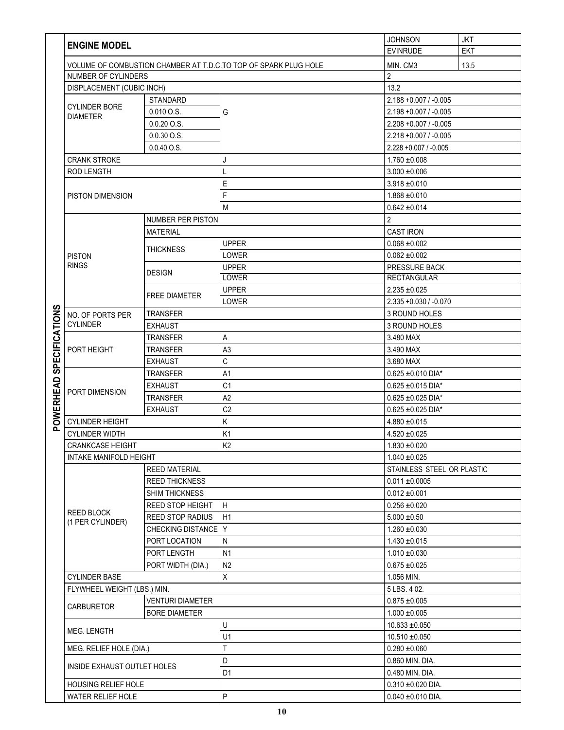# POWERHEAD SPECIFICATIONS

| ENGINE MODEL | | | JOHNSON | JKT |
|---|---|---|---|---|
| | | | EVINRUDE | EKT |
| VOLUME OF COMBUSTION CHAMBER AT T.D.C. TO TOP OF SPARK PLUG HOLE | | | MIN. CM3 | 13.5 |
| NUMBER OF CYLINDERS | | | 2 | |
| DISPLACEMENT (CUBIC INCH) | | | 13.2 | |
| CYLINDER BORE DIAMETER | STANDARD | G | 2.188 +0.007 / -0.005 | |
| | 0.010 O.S. | | 2.198 +0.007 / -0.005 | |
| | 0.0.20 O.S. | | 2.208 +0.007 / -0.005 | |
| | 0.0.30 O.S. | | 2.218 +0.007 / -0.005 | |
| | 0.0.40 O.S. | | 2.228 +0.007 / -0.005 | |
| CRANK STROKE | | J | 1.760 ±0.008 | |
| ROD LENGTH | | L | 3.000 ±0.006 | |
| PISTON DIMENSION | | E | 3.918 ±0.010 | |
| | | F | 1.868 ±0.010 | |
| | | M | 0.642 ±0.014 | |
| PISTON RINGS | NUMBER PER PISTON | | 2 | |
| | MATERIAL | | CAST IRON | |
| | THICKNESS | UPPER | 0.068 ±0.002 | |
| | | LOWER | 0.062 ±0.002 | |
| | DESIGN | UPPER | PRESSURE BACK | |
| | | LOWER | RECTANGULAR | |
| | FREE DIAMETER | UPPER | 2.235 ±0.025 | |
| | | LOWER | 2.335 +0.030 / -0.070 | |
| NO. OF PORTS PER CYLINDER | TRANSFER | | 3 ROUND HOLES | |
| | EXHAUST | | 3 ROUND HOLES | |
| PORT HEIGHT | TRANSFER | A | 3.480 MAX | |
| | TRANSFER | A3 | 3.490 MAX | |
| | EXHAUST | C | 3.680 MAX | |
| PORT DIMENSION | TRANSFER | A1 | 0.625 ±0.010 DIA* | |
| | EXHAUST | C1 | 0.625 ±0.015 DIA* | |
| | TRANSFER | A2 | 0.625 ±0.025 DIA* | |
| | EXHAUST | C2 | 0.625 ±0.025 DIA* | |
| CYLINDER HEIGHT | | K | 4.880 ±0.015 | |
| CYLINDER WIDTH | | K1 | 4.520 ±0.025 | |
| CRANKCASE HEIGHT | | K2 | 1.830 ±0.020 | |
| INTAKE MANIFOLD HEIGHT | | | 1.040 ±0.025 | |
| REED BLOCK (1 PER CYLINDER) | REED MATERIAL | | STAINLESS STEEL OR PLASTIC | |
| | REED THICKNESS | | 0.011 ±0.0005 | |
| | SHIM THICKNESS | | 0.012 ±0.001 | |
| | REED STOP HEIGHT | H | 0.256 ±0.020 | |
| | REED STOP RADIUS | H1 | 5.000 ±0.50 | |
| | CHECKING DISTANCE | Y | 1.260 ±0.030 | |
| | PORT LOCATION | N | 1.430 ±0.015 | |
| | PORT LENGTH | N1 | 1.010 ±0.030 | |
| | PORT WIDTH (DIA.) | N2 | 0.675 ±0.025 | |
| CYLINDER BASE | | X | 1.056 MIN. | |
| FLYWHEEL WEIGHT (LBS.) MIN. | | | 5 LBS. 4 02. | |
| CARBURETOR | VENTURI DIAMETER | | 0.875 ±0.005 | |
| | BORE DIAMETER | | 1.000 ±0.005 | |
| MEG. LENGTH | | U | 10.633 ±0.050 | |
| | | U1 | 10.510 ±0.050 | |
| MEG. RELIEF HOLE (DIA.) | | T | 0.280 ±0.060 | |
| INSIDE EXHAUST OUTLET HOLES | | D | 0.860 MIN. DIA. | |
| | | D1 | 0.480 MIN. DIA. | |
| HOUSING RELIEF HOLE | | | 0.310 ±0.020 DIA. | |
| WATER RELIEF HOLE | | P | 0.040 ±0.010 DIA. | |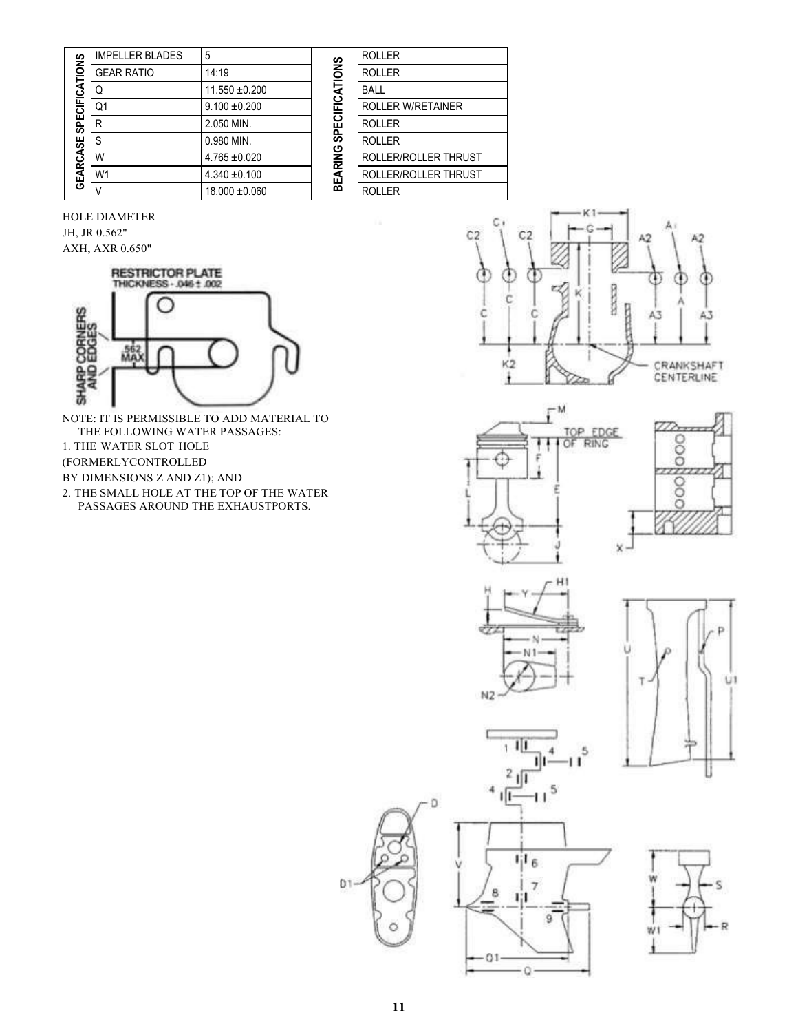| GEARCASE SPECIFICATIONS | | | BEARING SPECIFICATIONS | |
|---|---|---|---|---|
| | IMPELLER BLADES | 5 | | ROLLER |
| | GEAR RATIO | 14:19 | | ROLLER |
| | Q | 11.550 ±0.200 | | BALL |
| | Q1 | 9.100 ±0.200 | | ROLLER W/RETAINER |
| | R | 2.050 MIN. | | ROLLER |
| | S | 0.980 MIN. | | ROLLER |
| | W | 4.765 ±0.020 | | ROLLER/ROLLER THRUST |
| | W1 | 4.340 ±0.100 | | ROLLER/ROLLER THRUST |
| | V | 18.000 ±0.060 | | ROLLER |

HOLE DIAMETER

JH, JR 0.562"

AXH, AXR 0.650"

RESTRICTOR PLATE

THICKNESS - .046 ± .002

SHARP CORNERS AND EDGES

.562 MAX

NOTE: IT IS PERMISSIBLE TO ADD MATERIAL TO THE FOLLOWING WATER PASSAGES:

1. THE WATER SLOT HOLE (FORMERLYCONTROLLED BY DIMENSIONS Z AND Z1); AND
2. THE SMALL HOLE AT THE TOP OF THE WATER PASSAGES AROUND THE EXHAUSTPORTS.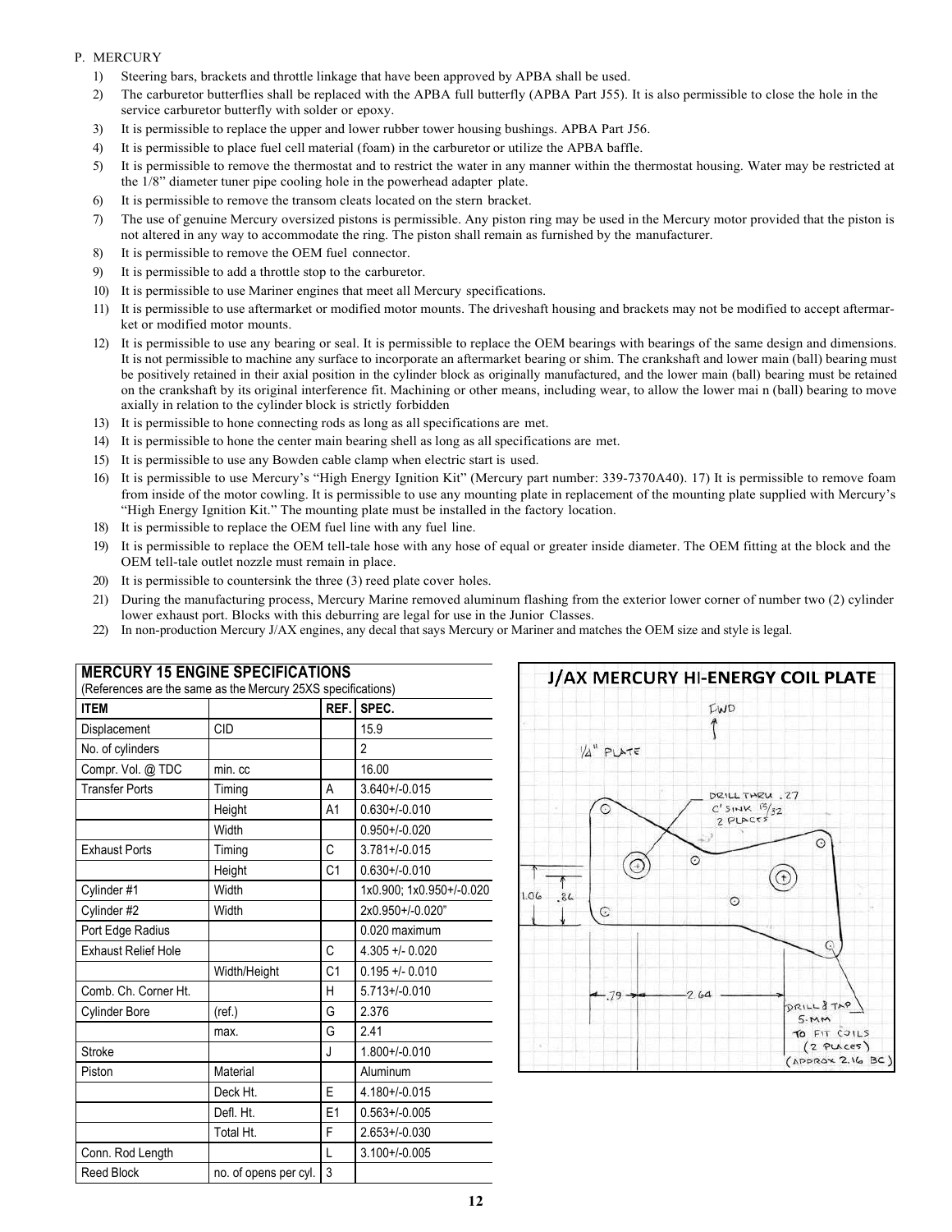P. MERCURY

1) Steering bars, brackets and throttle linkage that have been approved by APBA shall be used.
2) The carburetor butterflies shall be replaced with the APBA full butterfly (APBA Part J55). It is also permissible to close the hole in the service carburetor butterfly with solder or epoxy.
3) It is permissible to replace the upper and lower rubber tower housing bushings. APBA Part J56.
4) It is permissible to place fuel cell material (foam) in the carburetor or utilize the APBA baffle.
5) It is permissible to remove the thermostat and to restrict the water in any manner within the thermostat housing. Water may be restricted at the 1/8" diameter tuner pipe cooling hole in the powerhead adapter plate.
6) It is permissible to remove the transom cleats located on the stern bracket.
7) The use of genuine Mercury oversized pistons is permissible. Any piston ring may be used in the Mercury motor provided that the piston is not altered in any way to accommodate the ring. The piston shall remain as furnished by the manufacturer.
8) It is permissible to remove the OEM fuel connector.
9) It is permissible to add a throttle stop to the carburetor.
10) It is permissible to use Mariner engines that meet all Mercury specifications.
11) It is permissible to use aftermarket or modified motor mounts. The driveshaft housing and brackets may not be modified to accept aftermarket or modified motor mounts.
12) It is permissible to use any bearing or seal. It is permissible to replace the OEM bearings with bearings of the same design and dimensions. It is not permissible to machine any surface to incorporate an aftermarket bearing or shim. The crankshaft and lower main (ball) bearing must be positively retained in their axial position in the cylinder block as originally manufactured, and the lower main (ball) bearing must be retained on the crankshaft by its original interference fit. Machining or other means, including wear, to allow the lower mai n (ball) bearing to move axially in relation to the cylinder block is strictly forbidden
13) It is permissible to hone connecting rods as long as all specifications are met.
14) It is permissible to hone the center main bearing shell as long as all specifications are met.
15) It is permissible to use any Bowden cable clamp when electric start is used.
16) It is permissible to use Mercury's "High Energy Ignition Kit" (Mercury part number: 339-7370A40). 17) It is permissible to remove foam from inside of the motor cowling. It is permissible to use any mounting plate in replacement of the mounting plate supplied with Mercury's "High Energy Ignition Kit." The mounting plate must be installed in the factory location.
18) It is permissible to replace the OEM fuel line with any fuel line.
19) It is permissible to replace the OEM tell-tale hose with any hose of equal or greater inside diameter. The OEM fitting at the block and the OEM tell-tale outlet nozzle must remain in place.
20) It is permissible to countersink the three (3) reed plate cover holes.
21) During the manufacturing process, Mercury Marine removed aluminum flashing from the exterior lower corner of number two (2) cylinder lower exhaust port. Blocks with this deburring are legal for use in the Junior Classes.
22) In non-production Mercury J/AX engines, any decal that says Mercury or Mariner and matches the OEM size and style is legal.

**MERCURY 15 ENGINE SPECIFICATIONS**
(References are the same as the Mercury 25XS specifications)

| ITEM | | REF. | SPEC. |
|---|---|---|---|
| Displacement | CID | | 15.9 |
| No. of cylinders | | | 2 |
| Compr. Vol. @ TDC | min. cc | | 16.00 |
| Transfer Ports | Timing | A | 3.640+/-0.015 |
| | Height | A1 | 0.630+/-0.010 |
| | Width | | 0.950+/-0.020 |
| Exhaust Ports | Timing | C | 3.781+/-0.015 |
| | Height | C1 | 0.630+/-0.010 |
| Cylinder #1 | Width | | 1x0.900; 1x0.950+/-0.020 |
| Cylinder #2 | Width | | 2x0.950+/-0.020" |
| Port Edge Radius | | | 0.020 maximum |
| Exhaust Relief Hole | | C | 4.305 +/- 0.020 |
| | Width/Height | C1 | 0.195 +/- 0.010 |
| Comb. Ch. Corner Ht. | | H | 5.713+/-0.010 |
| Cylinder Bore | (ref.) | G | 2.376 |
| | max. | G | 2.41 |
| Stroke | | J | 1.800+/-0.010 |
| Piston | Material | | Aluminum |
| | Deck Ht. | E | 4.180+/-0.015 |
| | Defl. Ht. | E1 | 0.563+/-0.005 |
| | Total Ht. | F | 2.653+/-0.030 |
| Conn. Rod Length | | L | 3.100+/-0.005 |
| Reed Block | no. of opens per cyl. | 3 | |

**J/AX MERCURY HI-ENERGY COIL PLATE**

FWD

1/4" PLATE

DRILL THRU .27 C'SINK 15/32 2 PLACES

1.06 .86

.79 2.64

DRILL & TAP 5-MM TO FIT COILS (2 PLACES) (APPROX 2.16 BC)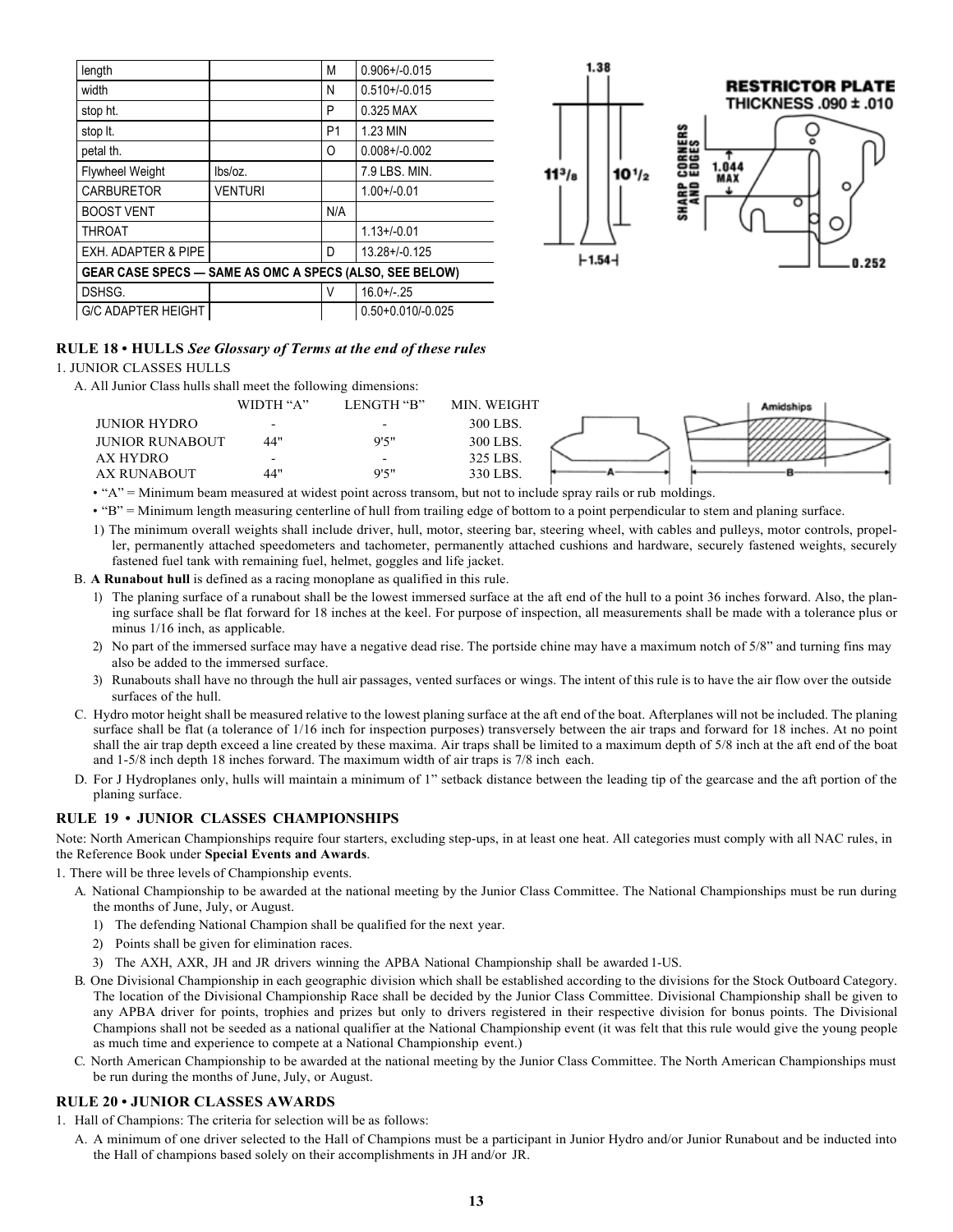| length | | M | 0.906+/-0.015 |
|---|---|---|---|
| width | | N | 0.510+/-0.015 |
| stop ht. | | P | 0.325 MAX |
| stop lt. | | P1 | 1.23 MIN |
| petal th. | | O | 0.008+/-0.002 |
| Flywheel Weight | lbs/oz. | | 7.9 LBS. MIN. |
| CARBURETOR | VENTURI | | 1.00+/-0.01 |
| BOOST VENT | | N/A | |
| THROAT | | | 1.13+/-0.01 |
| EXH. ADAPTER & PIPE | | D | 13.28+/-0.125 |
| **GEAR CASE SPECS — SAME AS OMC A SPECS (ALSO, SEE BELOW)** | | | |
| DSHSG. | | V | 16.0+/-.25 |
| G/C ADAPTER HEIGHT | | | 0.50+0.010/-0.025 |

**RESTRICTOR PLATE THICKNESS .090 ± .010**

## RULE 18 • HULLS *See Glossary of Terms at the end of these rules*

1. JUNIOR CLASSES HULLS

A. All Junior Class hulls shall meet the following dimensions:

| | WIDTH "A" | LENGTH "B" | MIN. WEIGHT |
|---|---|---|---|
| JUNIOR HYDRO | - | - | 300 LBS. |
| JUNIOR RUNABOUT | 44" | 9'5" | 300 LBS. |
| AX HYDRO | - | - | 325 LBS. |
| AX RUNABOUT | 44" | 9'5" | 330 LBS. |

- "A" = Minimum beam measured at widest point across transom, but not to include spray rails or rub moldings.
- "B" = Minimum length measuring centerline of hull from trailing edge of bottom to a point perpendicular to stem and planing surface.

1) The minimum overall weights shall include driver, hull, motor, steering bar, steering wheel, with cables and pulleys, motor controls, propeller, permanently attached speedometers and tachometer, permanently attached cushions and hardware, securely fastened weights, securely fastened fuel tank with remaining fuel, helmet, goggles and life jacket.

B. **A Runabout hull** is defined as a racing monoplane as qualified in this rule.

1) The planing surface of a runabout shall be the lowest immersed surface at the aft end of the hull to a point 36 inches forward. Also, the planing surface shall be flat forward for 18 inches at the keel. For purpose of inspection, all measurements shall be made with a tolerance plus or minus 1/16 inch, as applicable.

2) No part of the immersed surface may have a negative dead rise. The portside chine may have a maximum notch of 5/8" and turning fins may also be added to the immersed surface.

3) Runabouts shall have no through the hull air passages, vented surfaces or wings. The intent of this rule is to have the air flow over the outside surfaces of the hull.

C. Hydro motor height shall be measured relative to the lowest planing surface at the aft end of the boat. Afterplanes will not be included. The planing surface shall be flat (a tolerance of 1/16 inch for inspection purposes) transversely between the air traps and forward for 18 inches. At no point shall the air trap depth exceed a line created by these maxima. Air traps shall be limited to a maximum depth of 5/8 inch at the aft end of the boat and 1-5/8 inch depth 18 inches forward. The maximum width of air traps is 7/8 inch each.

D. For J Hydroplanes only, hulls will maintain a minimum of 1" setback distance between the leading tip of the gearcase and the aft portion of the planing surface.

## RULE 19 • JUNIOR CLASSES CHAMPIONSHIPS

Note: North American Championships require four starters, excluding step-ups, in at least one heat. All categories must comply with all NAC rules, in the Reference Book under **Special Events and Awards**.

1. There will be three levels of Championship events.

A. National Championship to be awarded at the national meeting by the Junior Class Committee. The National Championships must be run during the months of June, July, or August.

1) The defending National Champion shall be qualified for the next year.

2) Points shall be given for elimination races.

3) The AXH, AXR, JH and JR drivers winning the APBA National Championship shall be awarded 1-US.

B. One Divisional Championship in each geographic division which shall be established according to the divisions for the Stock Outboard Category. The location of the Divisional Championship Race shall be decided by the Junior Class Committee. Divisional Championship shall be given to any APBA driver for points, trophies and prizes but only to drivers registered in their respective division for bonus points. The Divisional Champions shall not be seeded as a national qualifier at the National Championship event (it was felt that this rule would give the young people as much time and experience to compete at a National Championship event.)

C. North American Championship to be awarded at the national meeting by the Junior Class Committee. The North American Championships must be run during the months of June, July, or August.

## RULE 20 • JUNIOR CLASSES AWARDS

1. Hall of Champions: The criteria for selection will be as follows:

A. A minimum of one driver selected to the Hall of Champions must be a participant in Junior Hydro and/or Junior Runabout and be inducted into the Hall of champions based solely on their accomplishments in JH and/or JR.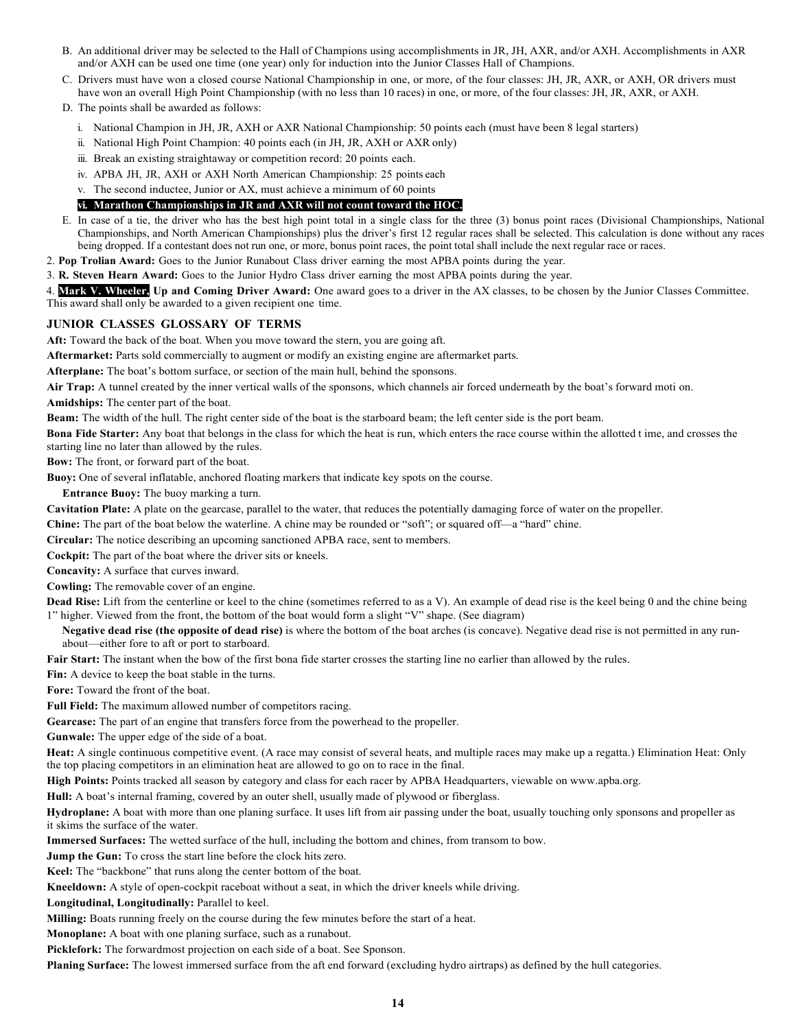B. An additional driver may be selected to the Hall of Champions using accomplishments in JR, JH, AXR, and/or AXH. Accomplishments in AXR and/or AXH can be used one time (one year) only for induction into the Junior Classes Hall of Champions.

C. Drivers must have won a closed course National Championship in one, or more, of the four classes: JH, JR, AXR, or AXH, OR drivers must have won an overall High Point Championship (with no less than 10 races) in one, or more, of the four classes: JH, JR, AXR, or AXH.

D. The points shall be awarded as follows:

i. National Champion in JH, JR, AXH or AXR National Championship: 50 points each (must have been 8 legal starters)

ii. National High Point Champion: 40 points each (in JH, JR, AXH or AXR only)

iii. Break an existing straightaway or competition record: 20 points each.

iv. APBA JH, JR, AXH or AXH North American Championship: 25 points each

v. The second inductee, Junior or AX, must achieve a minimum of 60 points

**vi. Marathon Championships in JR and AXR will not count toward the HOC.**

E. In case of a tie, the driver who has the best high point total in a single class for the three (3) bonus point races (Divisional Championships, National Championships, and North American Championships) plus the driver's first 12 regular races shall be selected. This calculation is done without any races being dropped. If a contestant does not run one, or more, bonus point races, the point total shall include the next regular race or races.

2. **Pop Trolian Award:** Goes to the Junior Runabout Class driver earning the most APBA points during the year.

3. **R. Steven Hearn Award:** Goes to the Junior Hydro Class driver earning the most APBA points during the year.

4. **Mark V. Wheeler, Up and Coming Driver Award:** One award goes to a driver in the AX classes, to be chosen by the Junior Classes Committee. This award shall only be awarded to a given recipient one time.

## JUNIOR CLASSES GLOSSARY OF TERMS

**Aft:** Toward the back of the boat. When you move toward the stern, you are going aft.

**Aftermarket:** Parts sold commercially to augment or modify an existing engine are aftermarket parts.

**Afterplane:** The boat's bottom surface, or section of the main hull, behind the sponsons.

**Air Trap:** A tunnel created by the inner vertical walls of the sponsons, which channels air forced underneath by the boat's forward moti on.

**Amidships:** The center part of the boat.

**Beam:** The width of the hull. The right center side of the boat is the starboard beam; the left center side is the port beam.

**Bona Fide Starter:** Any boat that belongs in the class for which the heat is run, which enters the race course within the allotted t ime, and crosses the starting line no later than allowed by the rules.

**Bow:** The front, or forward part of the boat.

**Buoy:** One of several inflatable, anchored floating markers that indicate key spots on the course.

**Entrance Buoy:** The buoy marking a turn.

**Cavitation Plate:** A plate on the gearcase, parallel to the water, that reduces the potentially damaging force of water on the propeller.

**Chine:** The part of the boat below the waterline. A chine may be rounded or "soft"; or squared off—a "hard" chine.

**Circular:** The notice describing an upcoming sanctioned APBA race, sent to members.

**Cockpit:** The part of the boat where the driver sits or kneels.

**Concavity:** A surface that curves inward.

**Cowling:** The removable cover of an engine.

**Dead Rise:** Lift from the centerline or keel to the chine (sometimes referred to as a V). An example of dead rise is the keel being 0 and the chine being 1" higher. Viewed from the front, the bottom of the boat would form a slight "V" shape. (See diagram)

**Negative dead rise (the opposite of dead rise)** is where the bottom of the boat arches (is concave). Negative dead rise is not permitted in any run-about—either fore to aft or port to starboard.

**Fair Start:** The instant when the bow of the first bona fide starter crosses the starting line no earlier than allowed by the rules.

**Fin:** A device to keep the boat stable in the turns.

**Fore:** Toward the front of the boat.

**Full Field:** The maximum allowed number of competitors racing.

**Gearcase:** The part of an engine that transfers force from the powerhead to the propeller.

**Gunwale:** The upper edge of the side of a boat.

**Heat:** A single continuous competitive event. (A race may consist of several heats, and multiple races may make up a regatta.) Elimination Heat: Only the top placing competitors in an elimination heat are allowed to go on to race in the final.

**High Points:** Points tracked all season by category and class for each racer by APBA Headquarters, viewable on www.apba.org.

**Hull:** A boat's internal framing, covered by an outer shell, usually made of plywood or fiberglass.

**Hydroplane:** A boat with more than one planing surface. It uses lift from air passing under the boat, usually touching only sponsons and propeller as it skims the surface of the water.

**Immersed Surfaces:** The wetted surface of the hull, including the bottom and chines, from transom to bow.

**Jump the Gun:** To cross the start line before the clock hits zero.

**Keel:** The "backbone" that runs along the center bottom of the boat.

**Kneeldown:** A style of open-cockpit raceboat without a seat, in which the driver kneels while driving.

**Longitudinal, Longitudinally:** Parallel to keel.

**Milling:** Boats running freely on the course during the few minutes before the start of a heat.

**Monoplane:** A boat with one planing surface, such as a runabout.

**Picklefork:** The forwardmost projection on each side of a boat. See Sponson.

**Planing Surface:** The lowest immersed surface from the aft end forward (excluding hydro airtraps) as defined by the hull categories.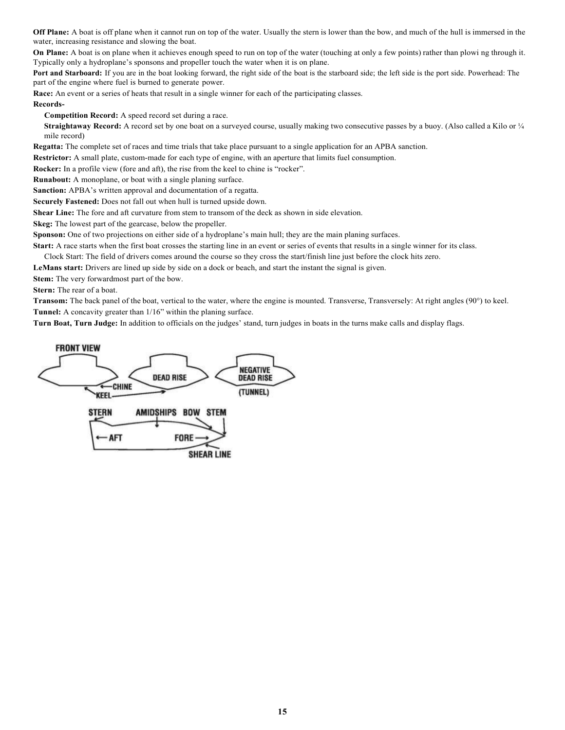**Off Plane:** A boat is off plane when it cannot run on top of the water. Usually the stern is lower than the bow, and much of the hull is immersed in the water, increasing resistance and slowing the boat.

**On Plane:** A boat is on plane when it achieves enough speed to run on top of the water (touching at only a few points) rather than plowi ng through it. Typically only a hydroplane's sponsons and propeller touch the water when it is on plane.

**Port and Starboard:** If you are in the boat looking forward, the right side of the boat is the starboard side; the left side is the port side. Powerhead: The part of the engine where fuel is burned to generate power.

**Race:** An event or a series of heats that result in a single winner for each of the participating classes.

**Records-**

**Competition Record:** A speed record set during a race.

**Straightaway Record:** A record set by one boat on a surveyed course, usually making two consecutive passes by a buoy. (Also called a Kilo or ¼ mile record)

**Regatta:** The complete set of races and time trials that take place pursuant to a single application for an APBA sanction.

**Restrictor:** A small plate, custom-made for each type of engine, with an aperture that limits fuel consumption.

**Rocker:** In a profile view (fore and aft), the rise from the keel to chine is "rocker".

**Runabout:** A monoplane, or boat with a single planing surface.

**Sanction:** APBA's written approval and documentation of a regatta.

**Securely Fastened:** Does not fall out when hull is turned upside down.

**Shear Line:** The fore and aft curvature from stem to transom of the deck as shown in side elevation.

**Skeg:** The lowest part of the gearcase, below the propeller.

**Sponson:** One of two projections on either side of a hydroplane's main hull; they are the main planing surfaces.

**Start:** A race starts when the first boat crosses the starting line in an event or series of events that results in a single winner for its class.

Clock Start: The field of drivers comes around the course so they cross the start/finish line just before the clock hits zero.

**LeMans start:** Drivers are lined up side by side on a dock or beach, and start the instant the signal is given.

**Stem:** The very forwardmost part of the bow.

**Stern:** The rear of a boat.

**Transom:** The back panel of the boat, vertical to the water, where the engine is mounted. Transverse, Transversely: At right angles (90°) to keel.

**Tunnel:** A concavity greater than 1/16" within the planing surface.

**Turn Boat, Turn Judge:** In addition to officials on the judges' stand, turn judges in boats in the turns make calls and display flags.

FRONT VIEW

CHINE

KEEL

DEAD RISE

NEGATIVE DEAD RISE

(TUNNEL)

STERN

AMIDSHIPS

BOW

STEM

← AFT

FORE →

SHEAR LINE